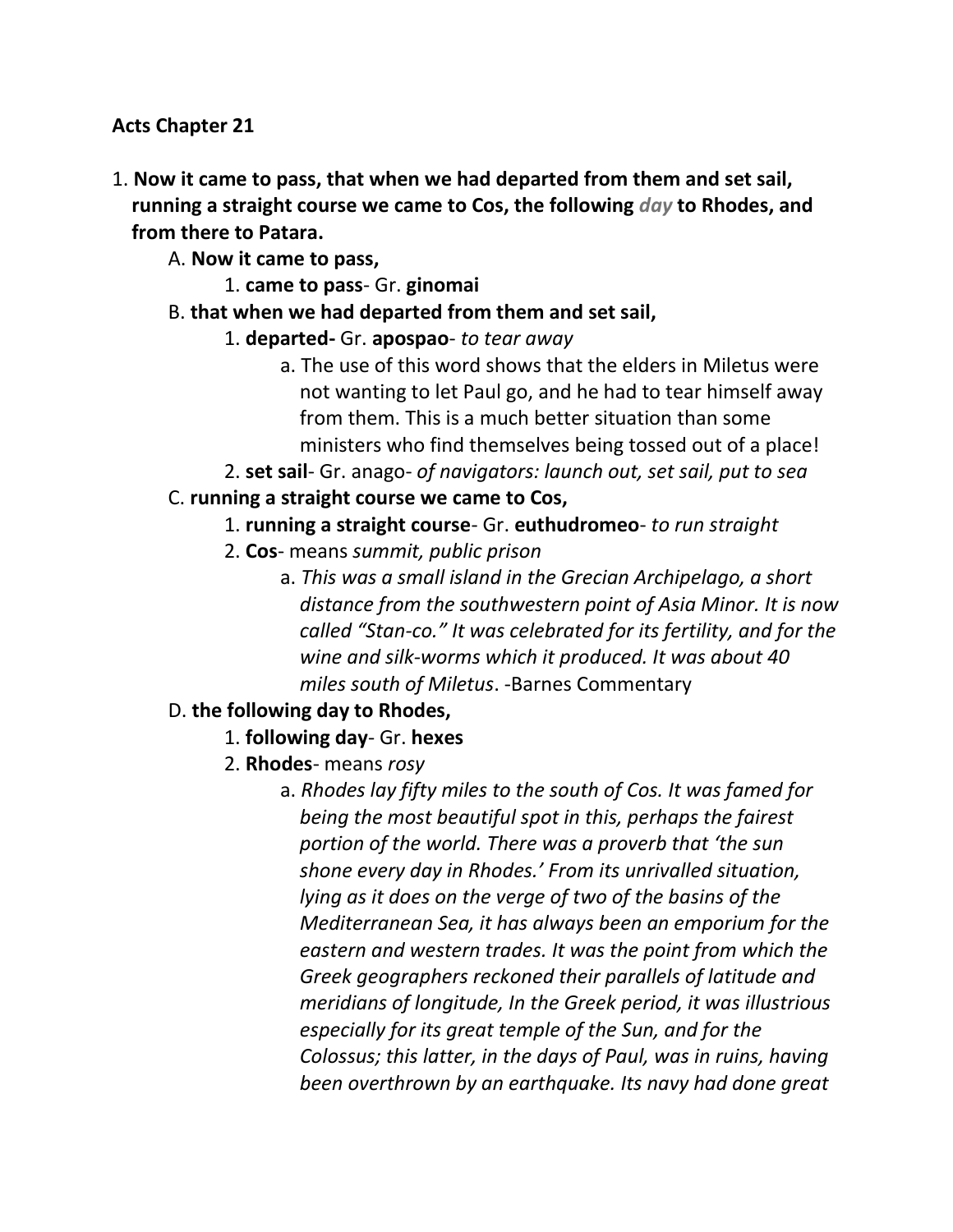**Acts Chapter 21**

1. **Now it came to pass, that when we had departed from them and set sail, running a straight course we came to Cos, the following *day* to Rhodes, and from there to Patara.**
    - A. **Now it came to pass,**
        1. **came to pass**- Gr. **ginomai**
    - B. **that when we had departed from them and set sail,**
        1. **departed-** Gr. **apospao**- *to tear away*
            - a. The use of this word shows that the elders in Miletus were not wanting to let Paul go, and he had to tear himself away from them. This is a much better situation than some ministers who find themselves being tossed out of a place!
        2. **set sail**- Gr. anago- *of navigators: launch out, set sail, put to sea*
    - C. **running a straight course we came to Cos,**
        1. **running a straight course**- Gr. **euthudromeo**- *to run straight*
        2. **Cos**- means *summit, public prison*
            - a. *This was a small island in the Grecian Archipelago, a short distance from the southwestern point of Asia Minor. It is now called "Stan-co." It was celebrated for its fertility, and for the wine and silk-worms which it produced. It was about 40 miles south of Miletus*. -Barnes Commentary
    - D. **the following day to Rhodes,**
        1. **following day**- Gr. **hexes**
        2. **Rhodes**- means *rosy*
            - a. *Rhodes lay fifty miles to the south of Cos. It was famed for being the most beautiful spot in this, perhaps the fairest portion of the world. There was a proverb that 'the sun shone every day in Rhodes.' From its unrivalled situation, lying as it does on the verge of two of the basins of the Mediterranean Sea, it has always been an emporium for the eastern and western trades. It was the point from which the Greek geographers reckoned their parallels of latitude and meridians of longitude, In the Greek period, it was illustrious especially for its great temple of the Sun, and for the Colossus; this latter, in the days of Paul, was in ruins, having been overthrown by an earthquake. Its navy had done great*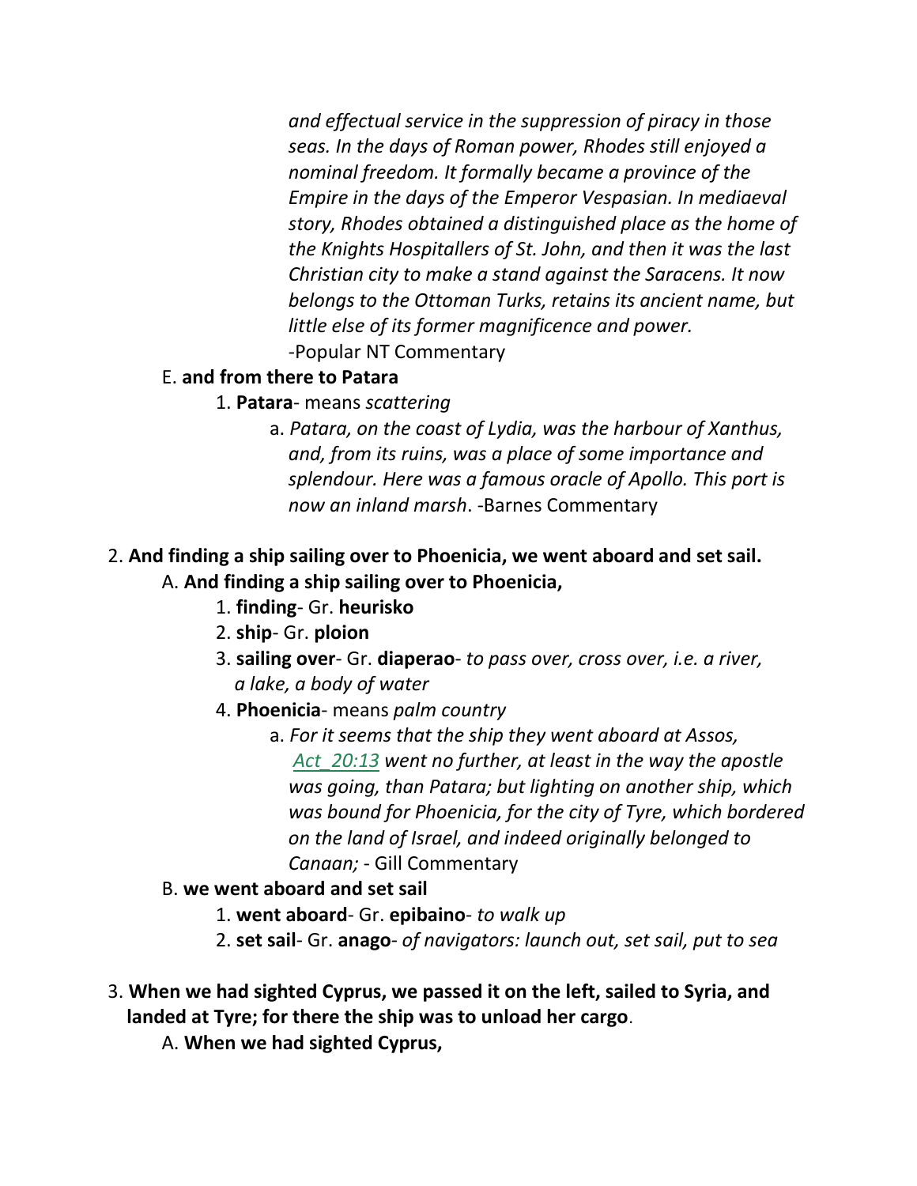*and effectual service in the suppression of piracy in those seas. In the days of Roman power, Rhodes still enjoyed a nominal freedom. It formally became a province of the Empire in the days of the Emperor Vespasian. In mediaeval story, Rhodes obtained a distinguished place as the home of the Knights Hospitallers of St. John, and then it was the last Christian city to make a stand against the Saracens. It now belongs to the Ottoman Turks, retains its ancient name, but little else of its former magnificence and power.* -Popular NT Commentary

E. **and from there to Patara**

1. **Patara**- means *scattering*

   a. *Patara, on the coast of Lydia, was the harbour of Xanthus, and, from its ruins, was a place of some importance and splendour. Here was a famous oracle of Apollo. This port is now an inland marsh*. -Barnes Commentary

2. **And finding a ship sailing over to Phoenicia, we went aboard and set sail.**

A. **And finding a ship sailing over to Phoenicia,**

1. **finding**- Gr. **heurisko**
2. **ship**- Gr. **ploion**
3. **sailing over**- Gr. **diaperao**- *to pass over, cross over, i.e. a river, a lake, a body of water*
4. **Phoenicia**- means *palm country*

   a. *For it seems that the ship they went aboard at Assos, Act_20:13 went no further, at least in the way the apostle was going, than Patara; but lighting on another ship, which was bound for Phoenicia, for the city of Tyre, which bordered on the land of Israel, and indeed originally belonged to Canaan;* - Gill Commentary

B. **we went aboard and set sail**

1. **went aboard**- Gr. **epibaino**- *to walk up*
2. **set sail**- Gr. **anago**- *of navigators: launch out, set sail, put to sea*

3. **When we had sighted Cyprus, we passed it on the left, sailed to Syria, and landed at Tyre; for there the ship was to unload her cargo**.

A. **When we had sighted Cyprus,**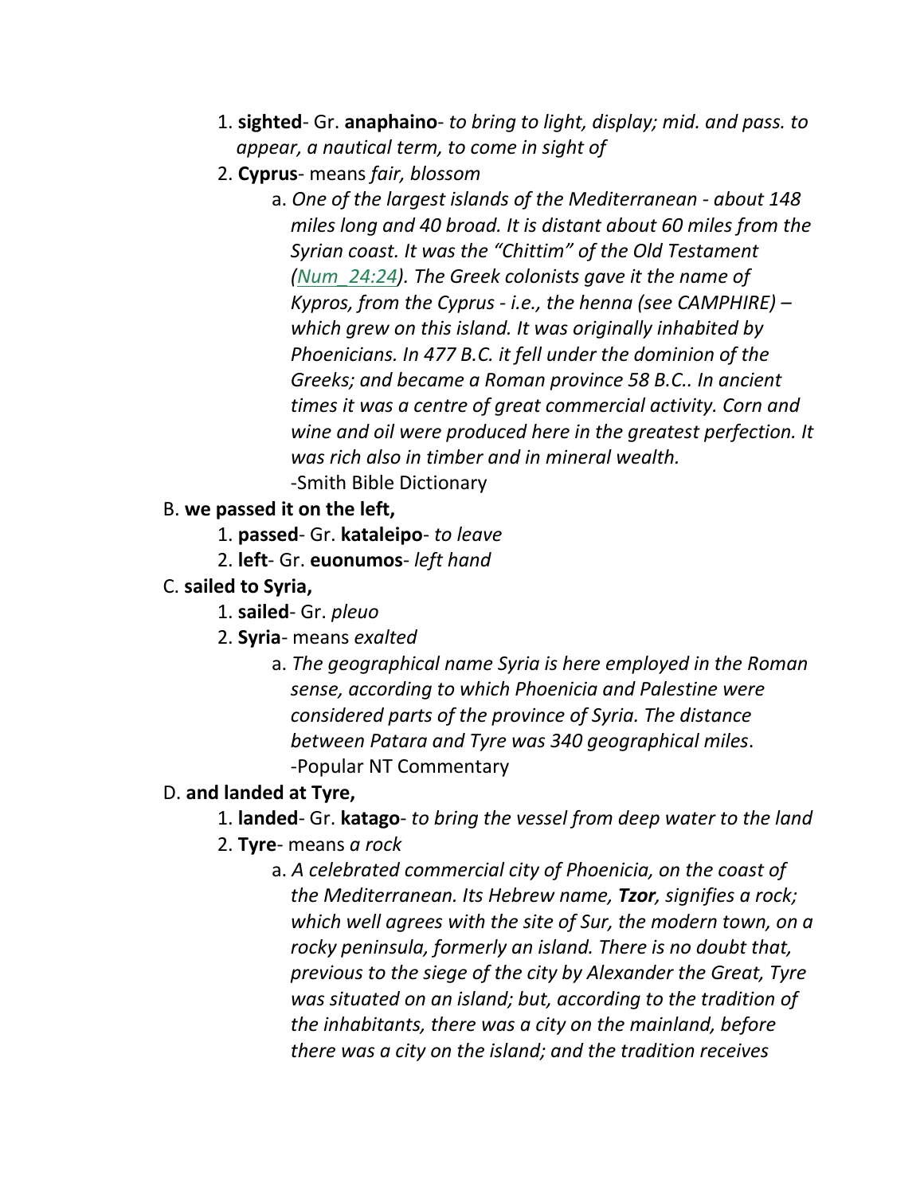1. **sighted**- Gr. **anaphaino**- *to bring to light, display; mid. and pass. to appear, a nautical term, to come in sight of*
2. **Cyprus**- means *fair, blossom*
    a. *One of the largest islands of the Mediterranean - about 148 miles long and 40 broad. It is distant about 60 miles from the Syrian coast. It was the "Chittim" of the Old Testament (Num_24:24). The Greek colonists gave it the name of Kypros, from the Cyprus - i.e., the henna (see CAMPHIRE) – which grew on this island. It was originally inhabited by Phoenicians. In 477 B.C. it fell under the dominion of the Greeks; and became a Roman province 58 B.C.. In ancient times it was a centre of great commercial activity. Corn and wine and oil were produced here in the greatest perfection. It was rich also in timber and in mineral wealth.*
    -Smith Bible Dictionary

B. **we passed it on the left,**

1. **passed**- Gr. **kataleipo**- *to leave*
2. **left**- Gr. **euonumos**- *left hand*

C. **sailed to Syria,**

1. **sailed**- Gr. *pleuo*
2. **Syria**- means *exalted*
    a. *The geographical name Syria is here employed in the Roman sense, according to which Phoenicia and Palestine were considered parts of the province of Syria. The distance between Patara and Tyre was 340 geographical miles*.
    -Popular NT Commentary

D. **and landed at Tyre,**

1. **landed**- Gr. **katago**- *to bring the vessel from deep water to the land*
2. **Tyre**- means *a rock*
    a. *A celebrated commercial city of Phoenicia, on the coast of the Mediterranean. Its Hebrew name,* ***Tzor****, signifies a rock; which well agrees with the site of Sur, the modern town, on a rocky peninsula, formerly an island. There is no doubt that, previous to the siege of the city by Alexander the Great, Tyre was situated on an island; but, according to the tradition of the inhabitants, there was a city on the mainland, before there was a city on the island; and the tradition receives*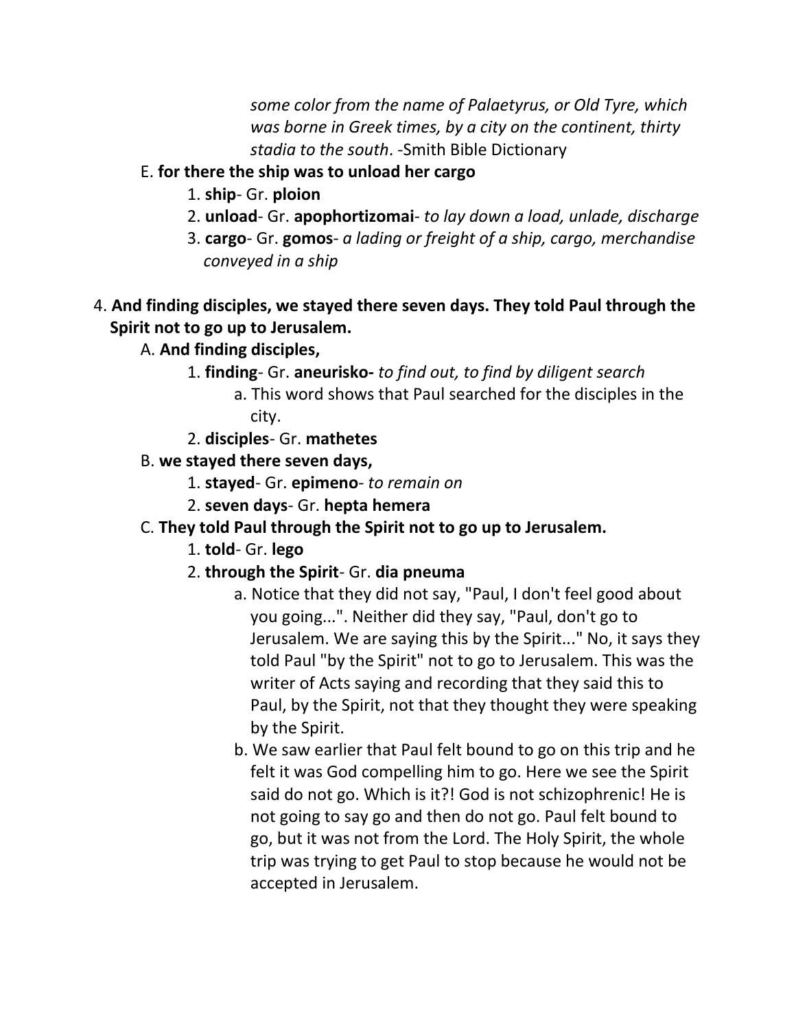*some color from the name of Palaetyrus, or Old Tyre, which was borne in Greek times, by a city on the continent, thirty stadia to the south*. -Smith Bible Dictionary

E. **for there the ship was to unload her cargo**

1. **ship**- Gr. **ploion**
2. **unload**- Gr. **apophortizomai**- *to lay down a load, unlade, discharge*
3. **cargo**- Gr. **gomos**- *a lading or freight of a ship, cargo, merchandise conveyed in a ship*

4. **And finding disciples, we stayed there seven days. They told Paul through the Spirit not to go up to Jerusalem.**

A. **And finding disciples,**

1. **finding**- Gr. **aneurisko-** *to find out, to find by diligent search*
    a. This word shows that Paul searched for the disciples in the city.
2. **disciples**- Gr. **mathetes**

B. **we stayed there seven days,**

1. **stayed**- Gr. **epimeno**- *to remain on*
2. **seven days**- Gr. **hepta hemera**

C. **They told Paul through the Spirit not to go up to Jerusalem.**

1. **told**- Gr. **lego**
2. **through the Spirit**- Gr. **dia pneuma**
    a. Notice that they did not say, "Paul, I don't feel good about you going...". Neither did they say, "Paul, don't go to Jerusalem. We are saying this by the Spirit..." No, it says they told Paul "by the Spirit" not to go to Jerusalem. This was the writer of Acts saying and recording that they said this to Paul, by the Spirit, not that they thought they were speaking by the Spirit.
    b. We saw earlier that Paul felt bound to go on this trip and he felt it was God compelling him to go. Here we see the Spirit said do not go. Which is it?! God is not schizophrenic! He is not going to say go and then do not go. Paul felt bound to go, but it was not from the Lord. The Holy Spirit, the whole trip was trying to get Paul to stop because he would not be accepted in Jerusalem.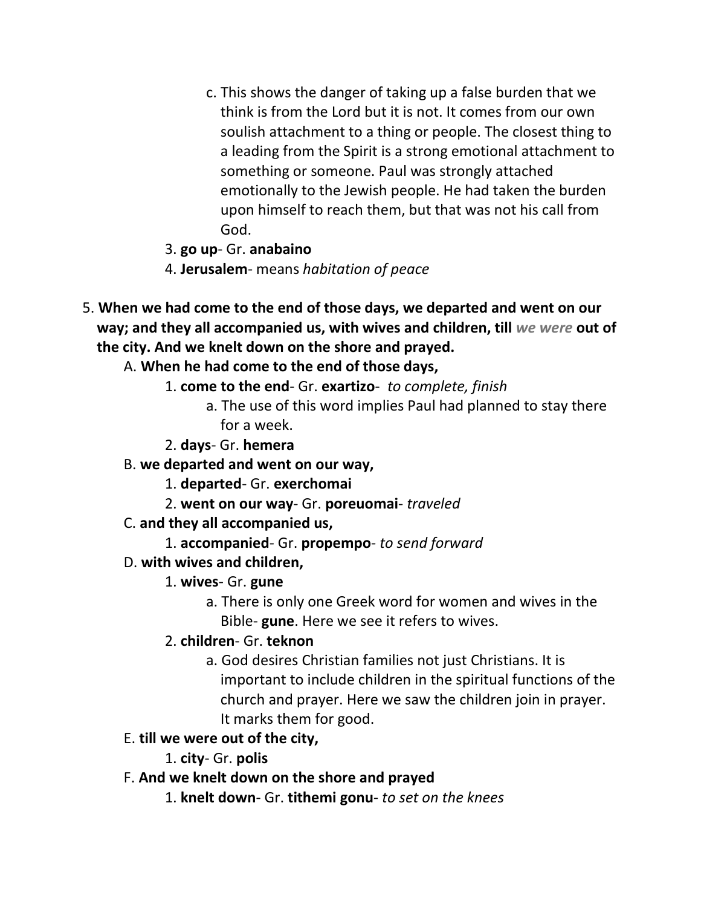c. This shows the danger of taking up a false burden that we think is from the Lord but it is not. It comes from our own soulish attachment to a thing or people. The closest thing to a leading from the Spirit is a strong emotional attachment to something or someone. Paul was strongly attached emotionally to the Jewish people. He had taken the burden upon himself to reach them, but that was not his call from God.

3. **go up**- Gr. **anabaino**
4. **Jerusalem**- means *habitation of peace*

5. **When we had come to the end of those days, we departed and went on our way; and they all accompanied us, with wives and children, till *we were* out of the city. And we knelt down on the shore and prayed.**

A. **When he had come to the end of those days,**

1. **come to the end**- Gr. **exartizo**- *to complete, finish*
   - a. The use of this word implies Paul had planned to stay there for a week.
2. **days**- Gr. **hemera**

B. **we departed and went on our way,**

1. **departed**- Gr. **exerchomai**
2. **went on our way**- Gr. **poreuomai**- *traveled*

C. **and they all accompanied us,**

1. **accompanied**- Gr. **propempo**- *to send forward*

D. **with wives and children,**

1. **wives**- Gr. **gune**
   - a. There is only one Greek word for women and wives in the Bible- **gune**. Here we see it refers to wives.
2. **children**- Gr. **teknon**
   - a. God desires Christian families not just Christians. It is important to include children in the spiritual functions of the church and prayer. Here we saw the children join in prayer. It marks them for good.

E. **till we were out of the city,**

1. **city**- Gr. **polis**

F. **And we knelt down on the shore and prayed**

1. **knelt down**- Gr. **tithemi gonu**- *to set on the knees*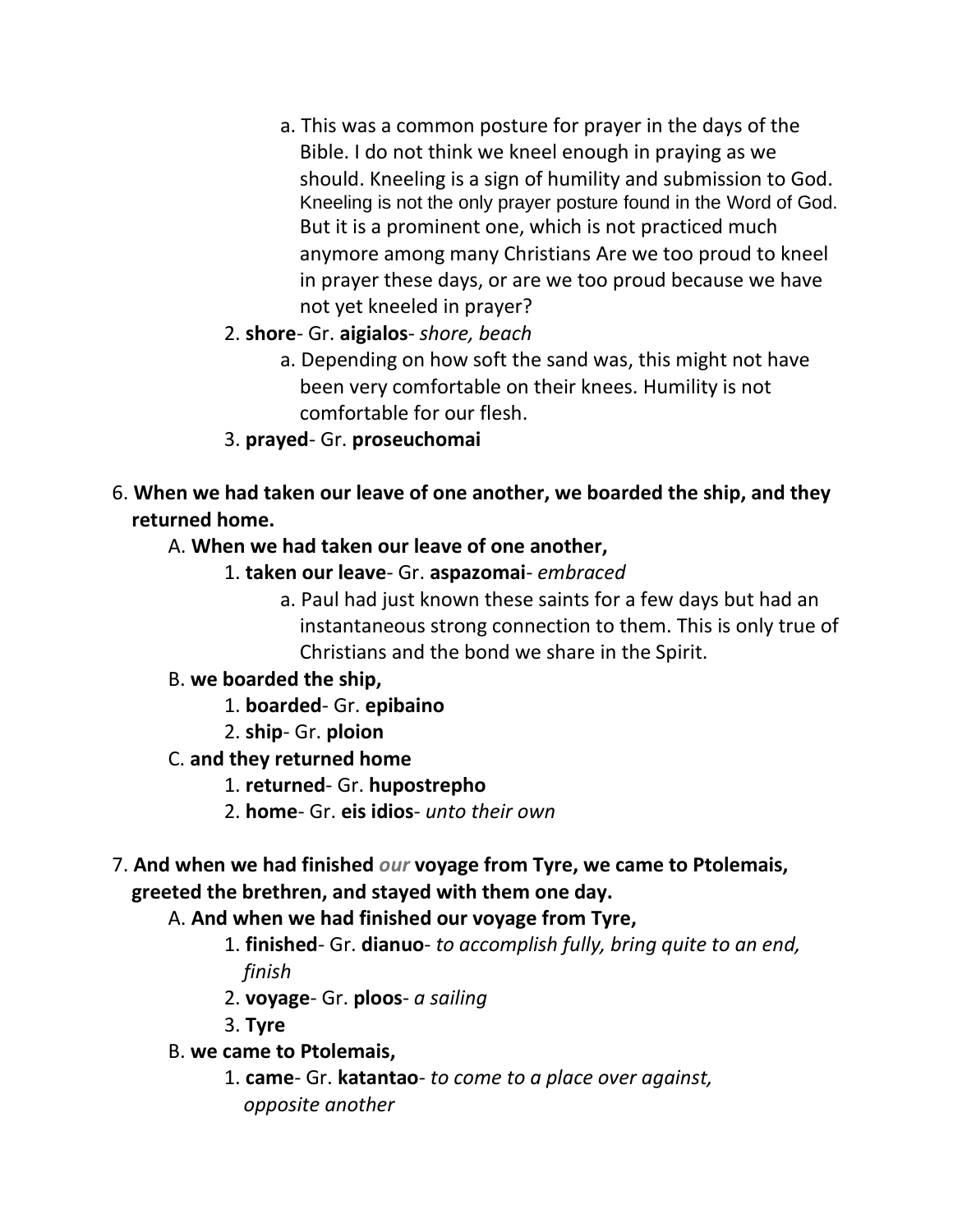a. This was a common posture for prayer in the days of the Bible. I do not think we kneel enough in praying as we should. Kneeling is a sign of humility and submission to God. Kneeling is not the only prayer posture found in the Word of God. But it is a prominent one, which is not practiced much anymore among many Christians Are we too proud to kneel in prayer these days, or are we too proud because we have not yet kneeled in prayer?

        2. **shore**- Gr. **aigialos**- *shore, beach*

            a. Depending on how soft the sand was, this might not have been very comfortable on their knees. Humility is not comfortable for our flesh.

        3. **prayed**- Gr. **proseuchomai**

6. **When we had taken our leave of one another, we boarded the ship, and they returned home.**

    A. **When we had taken our leave of one another,**

        1. **taken our leave**- Gr. **aspazomai**- *embraced*

            a. Paul had just known these saints for a few days but had an instantaneous strong connection to them. This is only true of Christians and the bond we share in the Spirit.

    B. **we boarded the ship,**

        1. **boarded**- Gr. **epibaino**
        2. **ship**- Gr. **ploion**

    C. **and they returned home**

        1. **returned**- Gr. **hupostrepho**
        2. **home**- Gr. **eis idios**- *unto their own*

7. **And when we had finished *our* voyage from Tyre, we came to Ptolemais, greeted the brethren, and stayed with them one day.**

    A. **And when we had finished our voyage from Tyre,**

        1. **finished**- Gr. **dianuo**- *to accomplish fully, bring quite to an end, finish*
        2. **voyage**- Gr. **ploos**- *a sailing*
        3. **Tyre**

    B. **we came to Ptolemais,**

        1. **came**- Gr. **katantao**- *to come to a place over against, opposite another*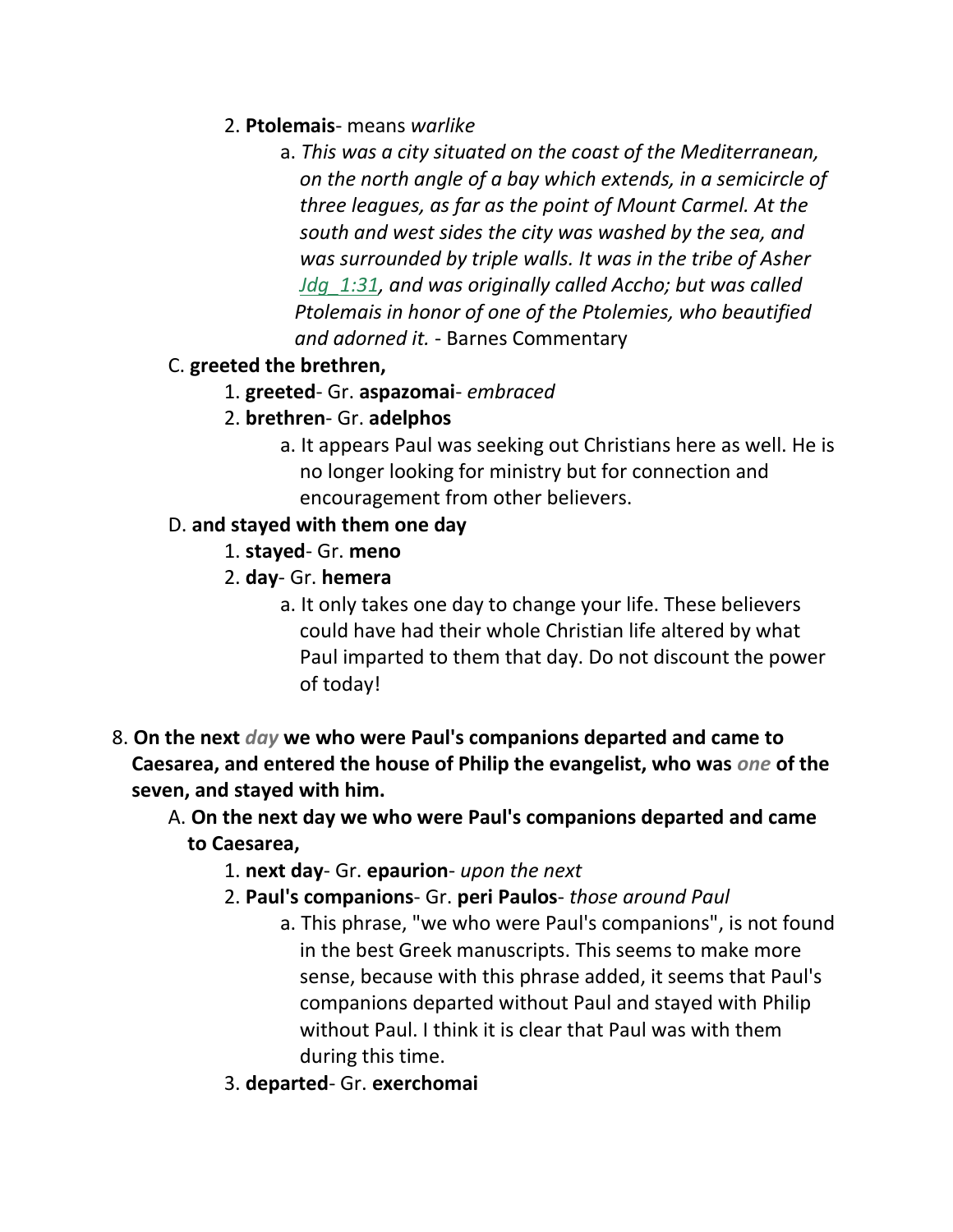2. **Ptolemais**- means *warlike*

    a. *This was a city situated on the coast of the Mediterranean, on the north angle of a bay which extends, in a semicircle of three leagues, as far as the point of Mount Carmel. At the south and west sides the city was washed by the sea, and was surrounded by triple walls. It was in the tribe of Asher Jdg_1:31, and was originally called Accho; but was called Ptolemais in honor of one of the Ptolemies, who beautified and adorned it.* - Barnes Commentary

C. **greeted the brethren,**

1. **greeted**- Gr. **aspazomai**- *embraced*
2. **brethren**- Gr. **adelphos**

    a. It appears Paul was seeking out Christians here as well. He is no longer looking for ministry but for connection and encouragement from other believers.

D. **and stayed with them one day**

1. **stayed**- Gr. **meno**
2. **day**- Gr. **hemera**

    a. It only takes one day to change your life. These believers could have had their whole Christian life altered by what Paul imparted to them that day. Do not discount the power of today!

8. **On the next *day* we who were Paul's companions departed and came to Caesarea, and entered the house of Philip the evangelist, who was *one* of the seven, and stayed with him.**

A. **On the next day we who were Paul's companions departed and came to Caesarea,**

1. **next day**- Gr. **epaurion**- *upon the next*
2. **Paul's companions**- Gr. **peri Paulos**- *those around Paul*

    a. This phrase, "we who were Paul's companions", is not found in the best Greek manuscripts. This seems to make more sense, because with this phrase added, it seems that Paul's companions departed without Paul and stayed with Philip without Paul. I think it is clear that Paul was with them during this time.

3. **departed**- Gr. **exerchomai**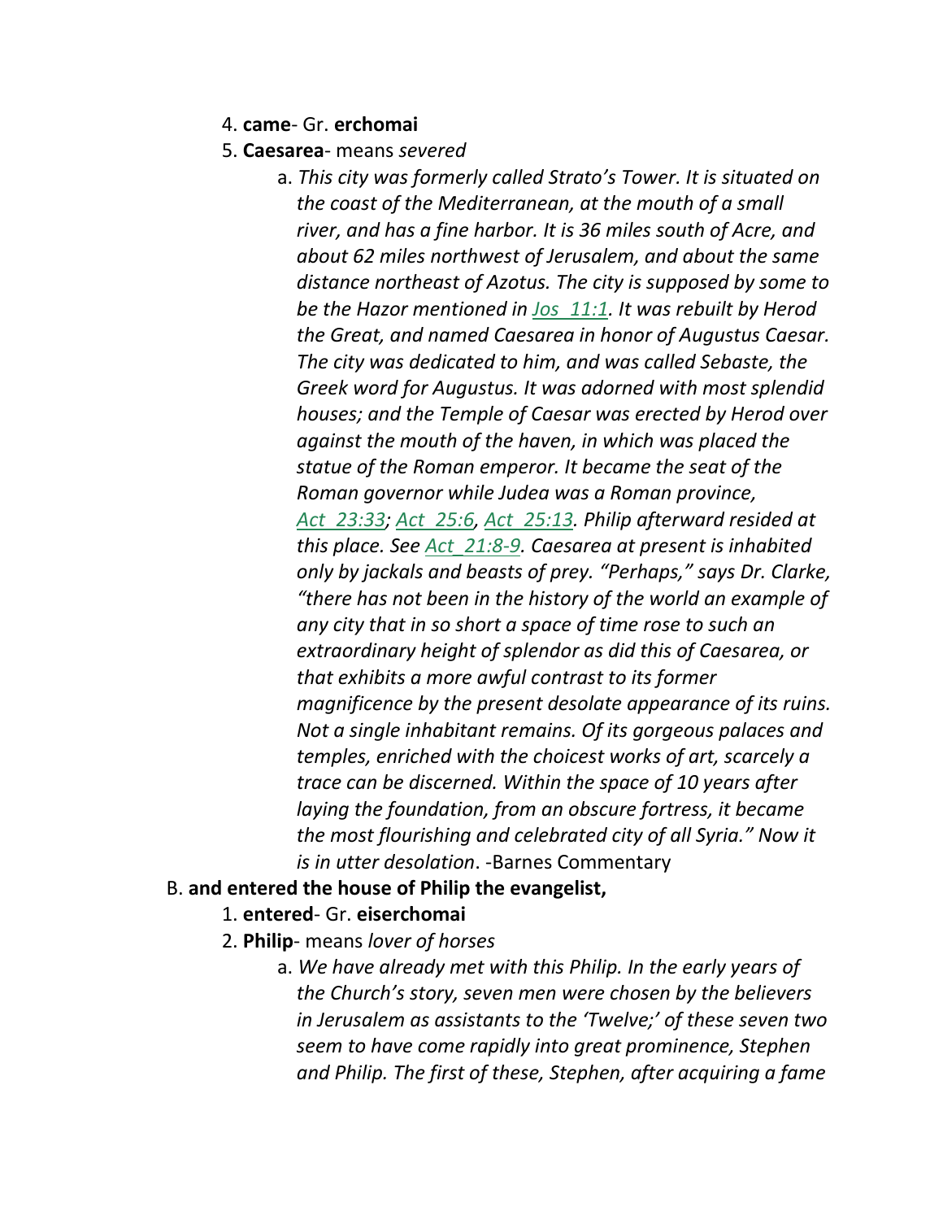4. **came**- Gr. **erchomai**
5. **Caesarea**- means *severed*
    a. *This city was formerly called Strato's Tower. It is situated on the coast of the Mediterranean, at the mouth of a small river, and has a fine harbor. It is 36 miles south of Acre, and about 62 miles northwest of Jerusalem, and about the same distance northeast of Azotus. The city is supposed by some to be the Hazor mentioned in Jos_11:1. It was rebuilt by Herod the Great, and named Caesarea in honor of Augustus Caesar. The city was dedicated to him, and was called Sebaste, the Greek word for Augustus. It was adorned with most splendid houses; and the Temple of Caesar was erected by Herod over against the mouth of the haven, in which was placed the statue of the Roman emperor. It became the seat of the Roman governor while Judea was a Roman province, Act_23:33; Act_25:6, Act_25:13. Philip afterward resided at this place. See Act_21:8-9. Caesarea at present is inhabited only by jackals and beasts of prey. "Perhaps," says Dr. Clarke, "there has not been in the history of the world an example of any city that in so short a space of time rose to such an extraordinary height of splendor as did this of Caesarea, or that exhibits a more awful contrast to its former magnificence by the present desolate appearance of its ruins. Not a single inhabitant remains. Of its gorgeous palaces and temples, enriched with the choicest works of art, scarcely a trace can be discerned. Within the space of 10 years after laying the foundation, from an obscure fortress, it became the most flourishing and celebrated city of all Syria." Now it is in utter desolation*. -Barnes Commentary

B. **and entered the house of Philip the evangelist,**
1. **entered**- Gr. **eiserchomai**
2. **Philip**- means *lover of horses*
    a. *We have already met with this Philip. In the early years of the Church's story, seven men were chosen by the believers in Jerusalem as assistants to the 'Twelve;' of these seven two seem to have come rapidly into great prominence, Stephen and Philip. The first of these, Stephen, after acquiring a fame*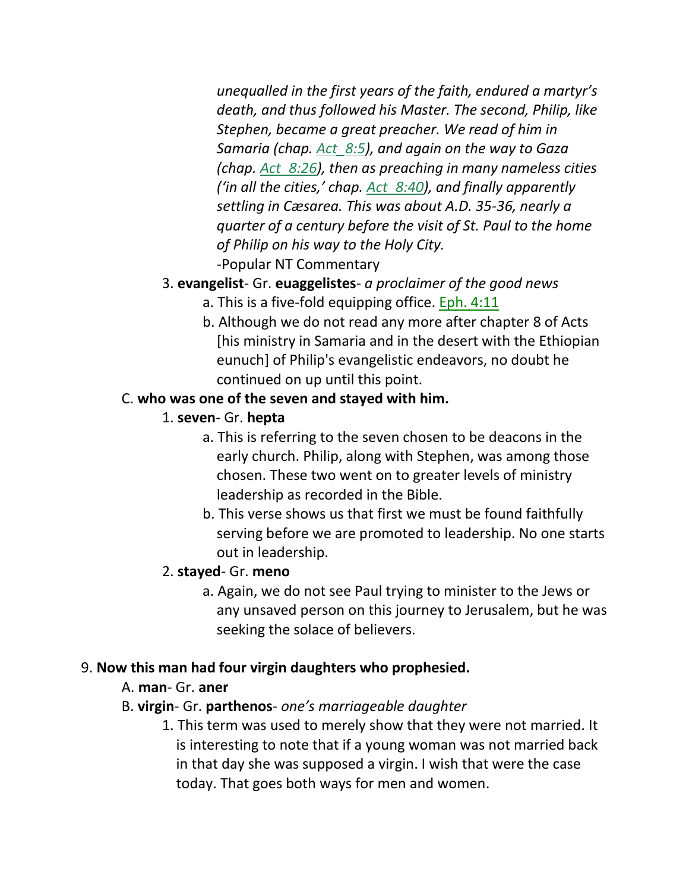*unequalled in the first years of the faith, endured a martyr's death, and thus followed his Master. The second, Philip, like Stephen, became a great preacher. We read of him in Samaria (chap. Act_8:5), and again on the way to Gaza (chap. Act_8:26), then as preaching in many nameless cities ('in all the cities,' chap. Act_8:40), and finally apparently settling in Cæsarea. This was about A.D. 35-36, nearly a quarter of a century before the visit of St. Paul to the home of Philip on his way to the Holy City.*

-Popular NT Commentary

3. **evangelist**- Gr. **euaggelistes**- *a proclaimer of the good news*
   a. This is a five-fold equipping office. Eph. 4:11
   b. Although we do not read any more after chapter 8 of Acts [his ministry in Samaria and in the desert with the Ethiopian eunuch] of Philip's evangelistic endeavors, no doubt he continued on up until this point.

C. **who was one of the seven and stayed with him.**

1. **seven**- Gr. **hepta**
   a. This is referring to the seven chosen to be deacons in the early church. Philip, along with Stephen, was among those chosen. These two went on to greater levels of ministry leadership as recorded in the Bible.
   b. This verse shows us that first we must be found faithfully serving before we are promoted to leadership. No one starts out in leadership.
2. **stayed**- Gr. **meno**
   a. Again, we do not see Paul trying to minister to the Jews or any unsaved person on this journey to Jerusalem, but he was seeking the solace of believers.

9. **Now this man had four virgin daughters who prophesied.**

A. **man**- Gr. **aner**

B. **virgin**- Gr. **parthenos**- *one's marriageable daughter*

1. This term was used to merely show that they were not married. It is interesting to note that if a young woman was not married back in that day she was supposed a virgin. I wish that were the case today. That goes both ways for men and women.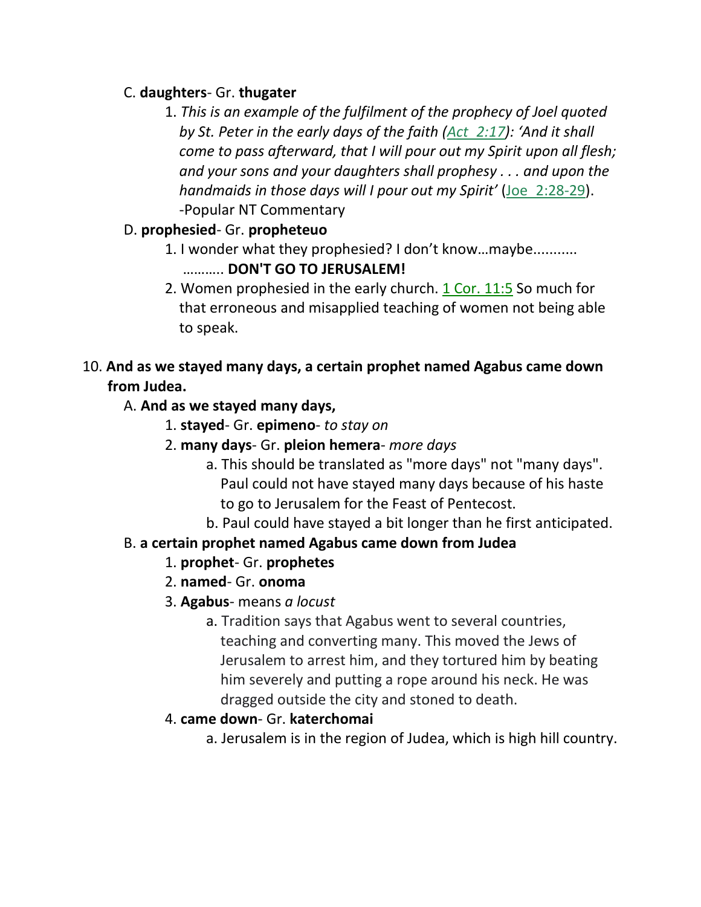C. **daughters**- Gr. **thugater**

1. *This is an example of the fulfilment of the prophecy of Joel quoted by St. Peter in the early days of the faith (Act 2:17): 'And it shall come to pass afterward, that I will pour out my Spirit upon all flesh; and your sons and your daughters shall prophesy . . . and upon the handmaids in those days will I pour out my Spirit'* (Joe 2:28-29). -Popular NT Commentary

D. **prophesied**- Gr. **propheteuo**

1. I wonder what they prophesied? I don't know…maybe........... ……….. **DON'T GO TO JERUSALEM!**
2. Women prophesied in the early church. 1 Cor. 11:5 So much for that erroneous and misapplied teaching of women not being able to speak.

10. **And as we stayed many days, a certain prophet named Agabus came down from Judea.**

A. **And as we stayed many days,**

1. **stayed**- Gr. **epimeno**- *to stay on*
2. **many days**- Gr. **pleion hemera**- *more days*
   a. This should be translated as "more days" not "many days". Paul could not have stayed many days because of his haste to go to Jerusalem for the Feast of Pentecost.
   b. Paul could have stayed a bit longer than he first anticipated.

B. **a certain prophet named Agabus came down from Judea**

1. **prophet**- Gr. **prophetes**
2. **named**- Gr. **onoma**
3. **Agabus**- means *a locust*
   a. Tradition says that Agabus went to several countries, teaching and converting many. This moved the Jews of Jerusalem to arrest him, and they tortured him by beating him severely and putting a rope around his neck. He was dragged outside the city and stoned to death.
4. **came down**- Gr. **katerchomai**
   a. Jerusalem is in the region of Judea, which is high hill country.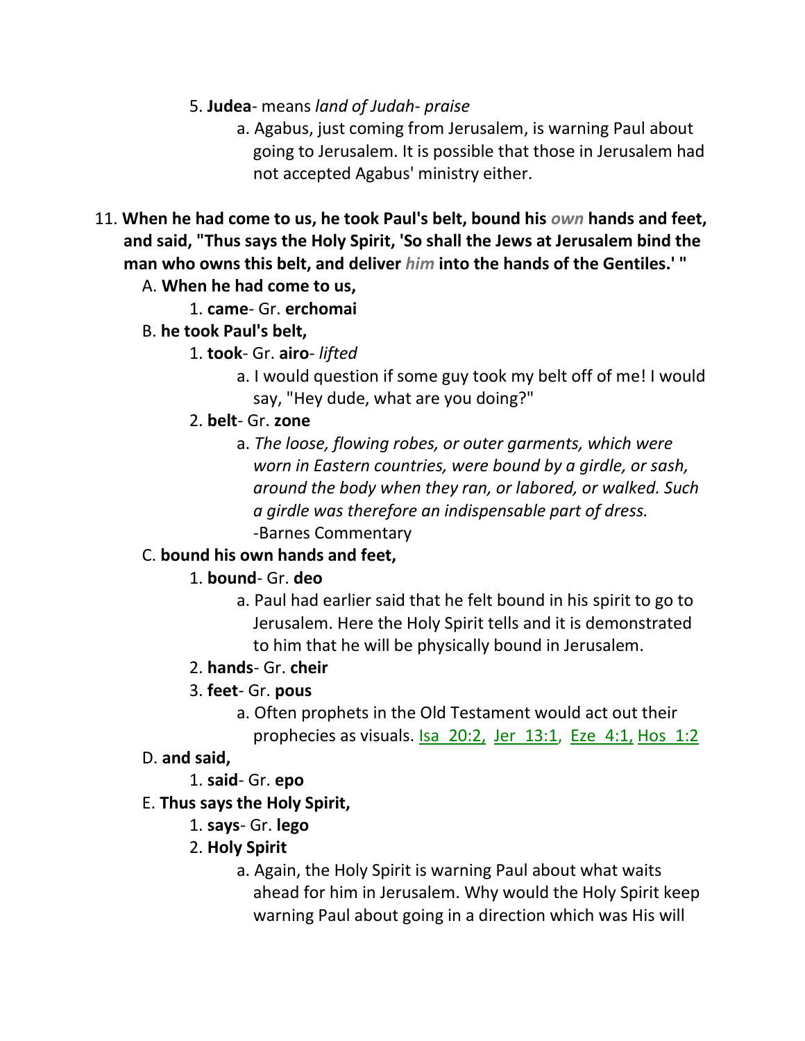5. **Judea**- means *land of Judah- praise*
    a. Agabus, just coming from Jerusalem, is warning Paul about going to Jerusalem. It is possible that those in Jerusalem had not accepted Agabus' ministry either.

11. **When he had come to us, he took Paul's belt, bound his *own* hands and feet, and said, "Thus says the Holy Spirit, 'So shall the Jews at Jerusalem bind the man who owns this belt, and deliver *him* into the hands of the Gentiles.' "**
    A. **When he had come to us,**
        1. **came**- Gr. **erchomai**
    B. **he took Paul's belt,**
        1. **took**- Gr. **airo**- *lifted*
            a. I would question if some guy took my belt off of me! I would say, "Hey dude, what are you doing?"
        2. **belt**- Gr. **zone**
            a. *The loose, flowing robes, or outer garments, which were worn in Eastern countries, were bound by a girdle, or sash, around the body when they ran, or labored, or walked. Such a girdle was therefore an indispensable part of dress.* -Barnes Commentary
    C. **bound his own hands and feet,**
        1. **bound**- Gr. **deo**
            a. Paul had earlier said that he felt bound in his spirit to go to Jerusalem. Here the Holy Spirit tells and it is demonstrated to him that he will be physically bound in Jerusalem.
        2. **hands**- Gr. **cheir**
        3. **feet**- Gr. **pous**
            a. Often prophets in the Old Testament would act out their prophecies as visuals. Isa 20:2, Jer 13:1, Eze 4:1, Hos 1:2
    D. **and said,**
        1. **said**- Gr. **epo**
    E. **Thus says the Holy Spirit,**
        1. **says**- Gr. **lego**
        2. **Holy Spirit**
            a. Again, the Holy Spirit is warning Paul about what waits ahead for him in Jerusalem. Why would the Holy Spirit keep warning Paul about going in a direction which was His will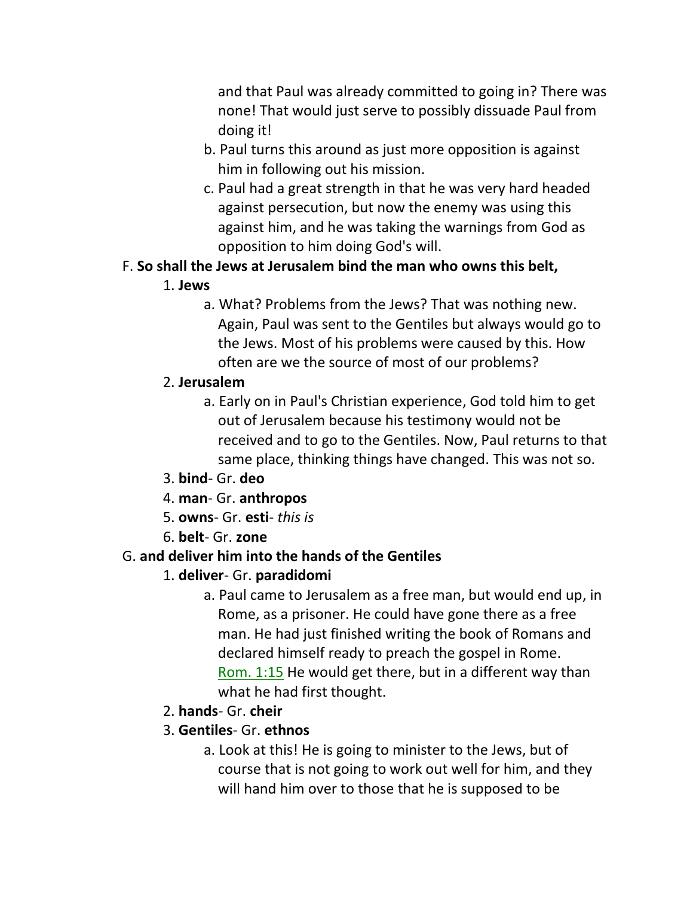and that Paul was already committed to going in? There was none! That would just serve to possibly dissuade Paul from doing it!

b. Paul turns this around as just more opposition is against him in following out his mission.

c. Paul had a great strength in that he was very hard headed against persecution, but now the enemy was using this against him, and he was taking the warnings from God as opposition to him doing God's will.

F. **So shall the Jews at Jerusalem bind the man who owns this belt,**

1. **Jews**

a. What? Problems from the Jews? That was nothing new. Again, Paul was sent to the Gentiles but always would go to the Jews. Most of his problems were caused by this. How often are we the source of most of our problems?

2. **Jerusalem**

a. Early on in Paul's Christian experience, God told him to get out of Jerusalem because his testimony would not be received and to go to the Gentiles. Now, Paul returns to that same place, thinking things have changed. This was not so.

3. **bind**- Gr. **deo**

4. **man**- Gr. **anthropos**

5. **owns**- Gr. **esti**- *this is*

6. **belt**- Gr. **zone**

G. **and deliver him into the hands of the Gentiles**

1. **deliver**- Gr. **paradidomi**

a. Paul came to Jerusalem as a free man, but would end up, in Rome, as a prisoner. He could have gone there as a free man. He had just finished writing the book of Romans and declared himself ready to preach the gospel in Rome. Rom. 1:15 He would get there, but in a different way than what he had first thought.

2. **hands**- Gr. **cheir**

3. **Gentiles**- Gr. **ethnos**

a. Look at this! He is going to minister to the Jews, but of course that is not going to work out well for him, and they will hand him over to those that he is supposed to be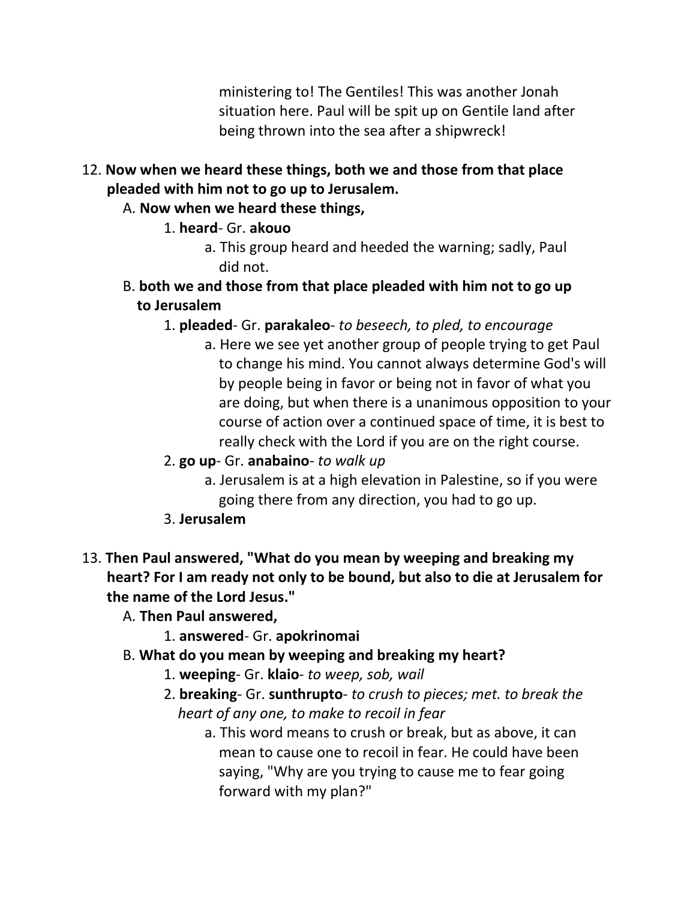ministering to! The Gentiles! This was another Jonah situation here. Paul will be spit up on Gentile land after being thrown into the sea after a shipwreck!

12. **Now when we heard these things, both we and those from that place pleaded with him not to go up to Jerusalem.**
    A. **Now when we heard these things,**
        1. **heard**- Gr. **akouo**
            a. This group heard and heeded the warning; sadly, Paul did not.
    B. **both we and those from that place pleaded with him not to go up to Jerusalem**
        1. **pleaded**- Gr. **parakaleo**- *to beseech, to pled, to encourage*
            a. Here we see yet another group of people trying to get Paul to change his mind. You cannot always determine God's will by people being in favor or being not in favor of what you are doing, but when there is a unanimous opposition to your course of action over a continued space of time, it is best to really check with the Lord if you are on the right course.
        2. **go up**- Gr. **anabaino**- *to walk up*
            a. Jerusalem is at a high elevation in Palestine, so if you were going there from any direction, you had to go up.
        3. **Jerusalem**

13. **Then Paul answered, "What do you mean by weeping and breaking my heart? For I am ready not only to be bound, but also to die at Jerusalem for the name of the Lord Jesus."**
    A. **Then Paul answered,**
        1. **answered**- Gr. **apokrinomai**
    B. **What do you mean by weeping and breaking my heart?**
        1. **weeping**- Gr. **klaio**- *to weep, sob, wail*
        2. **breaking**- Gr. **sunthrupto**- *to crush to pieces; met. to break the heart of any one, to make to recoil in fear*
            a. This word means to crush or break, but as above, it can mean to cause one to recoil in fear. He could have been saying, "Why are you trying to cause me to fear going forward with my plan?"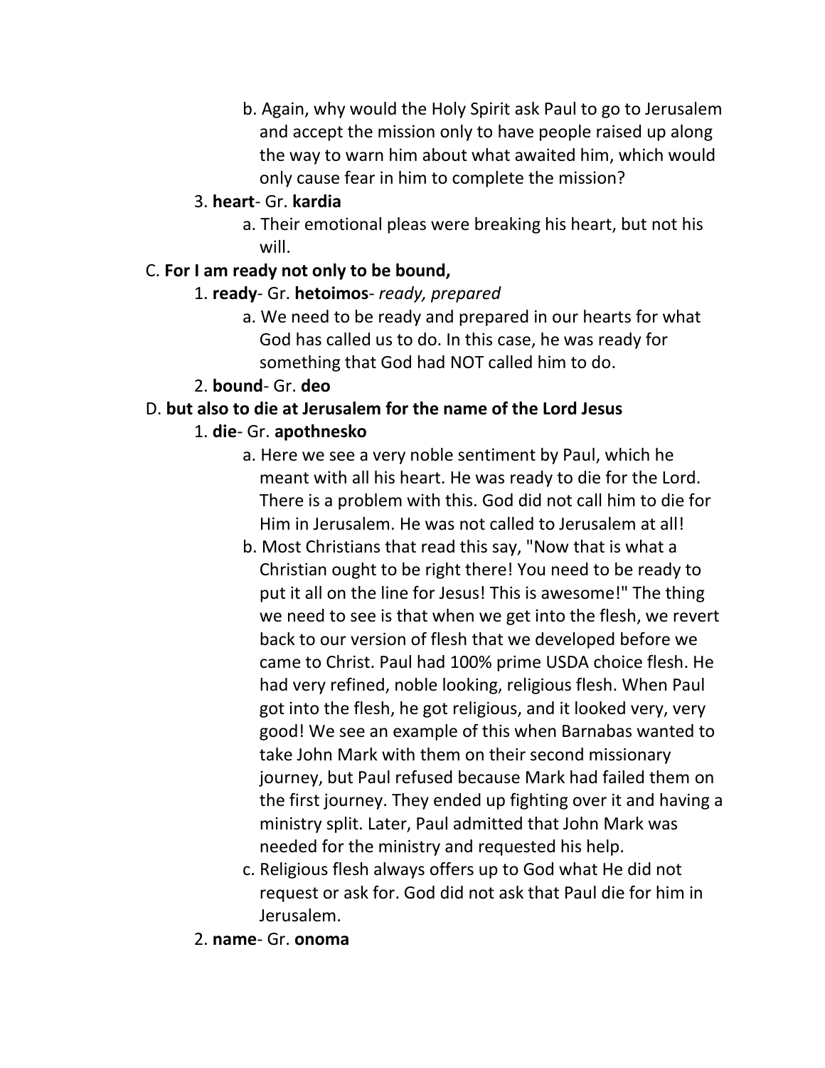b. Again, why would the Holy Spirit ask Paul to go to Jerusalem and accept the mission only to have people raised up along the way to warn him about what awaited him, which would only cause fear in him to complete the mission?

3. **heart**- Gr. **kardia**

    a. Their emotional pleas were breaking his heart, but not his will.

C. **For I am ready not only to be bound,**

1. **ready**- Gr. **hetoimos**- *ready, prepared*

    a. We need to be ready and prepared in our hearts for what God has called us to do. In this case, he was ready for something that God had NOT called him to do.

2. **bound**- Gr. **deo**

D. **but also to die at Jerusalem for the name of the Lord Jesus**

1. **die**- Gr. **apothnesko**

    a. Here we see a very noble sentiment by Paul, which he meant with all his heart. He was ready to die for the Lord. There is a problem with this. God did not call him to die for Him in Jerusalem. He was not called to Jerusalem at all!

    b. Most Christians that read this say, "Now that is what a Christian ought to be right there! You need to be ready to put it all on the line for Jesus! This is awesome!" The thing we need to see is that when we get into the flesh, we revert back to our version of flesh that we developed before we came to Christ. Paul had 100% prime USDA choice flesh. He had very refined, noble looking, religious flesh. When Paul got into the flesh, he got religious, and it looked very, very good! We see an example of this when Barnabas wanted to take John Mark with them on their second missionary journey, but Paul refused because Mark had failed them on the first journey. They ended up fighting over it and having a ministry split. Later, Paul admitted that John Mark was needed for the ministry and requested his help.

    c. Religious flesh always offers up to God what He did not request or ask for. God did not ask that Paul die for him in Jerusalem.

2. **name**- Gr. **onoma**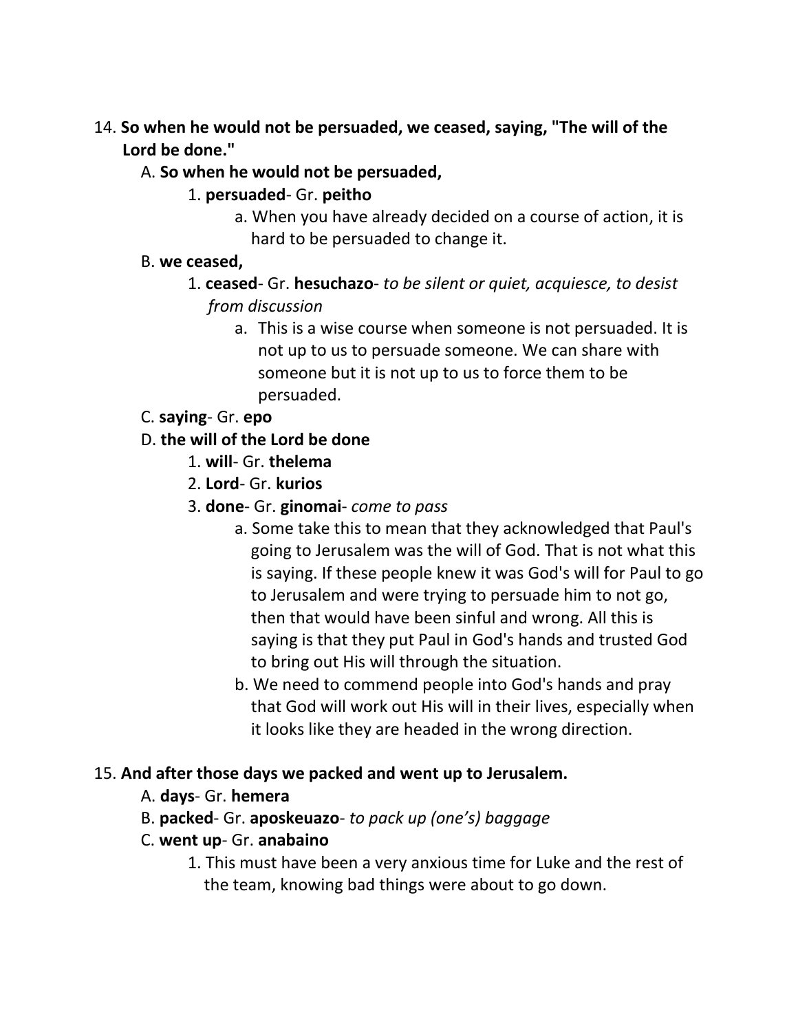14. **So when he would not be persuaded, we ceased, saying, "The will of the Lord be done."**

   A. **So when he would not be persuaded,**

      1. **persuaded**- Gr. **peitho**

         a. When you have already decided on a course of action, it is hard to be persuaded to change it.

   B. **we ceased,**

      1. **ceased**- Gr. **hesuchazo**- *to be silent or quiet, acquiesce, to desist from discussion*

         a. This is a wise course when someone is not persuaded. It is not up to us to persuade someone. We can share with someone but it is not up to us to force them to be persuaded.

   C. **saying**- Gr. **epo**

   D. **the will of the Lord be done**

      1. **will**- Gr. **thelema**

      2. **Lord**- Gr. **kurios**

      3. **done**- Gr. **ginomai**- *come to pass*

         a. Some take this to mean that they acknowledged that Paul's going to Jerusalem was the will of God. That is not what this is saying. If these people knew it was God's will for Paul to go to Jerusalem and were trying to persuade him to not go, then that would have been sinful and wrong. All this is saying is that they put Paul in God's hands and trusted God to bring out His will through the situation.

         b. We need to commend people into God's hands and pray that God will work out His will in their lives, especially when it looks like they are headed in the wrong direction.

15. **And after those days we packed and went up to Jerusalem.**

   A. **days**- Gr. **hemera**

   B. **packed**- Gr. **aposkeuazo**- *to pack up (one's) baggage*

   C. **went up**- Gr. **anabaino**

      1. This must have been a very anxious time for Luke and the rest of the team, knowing bad things were about to go down.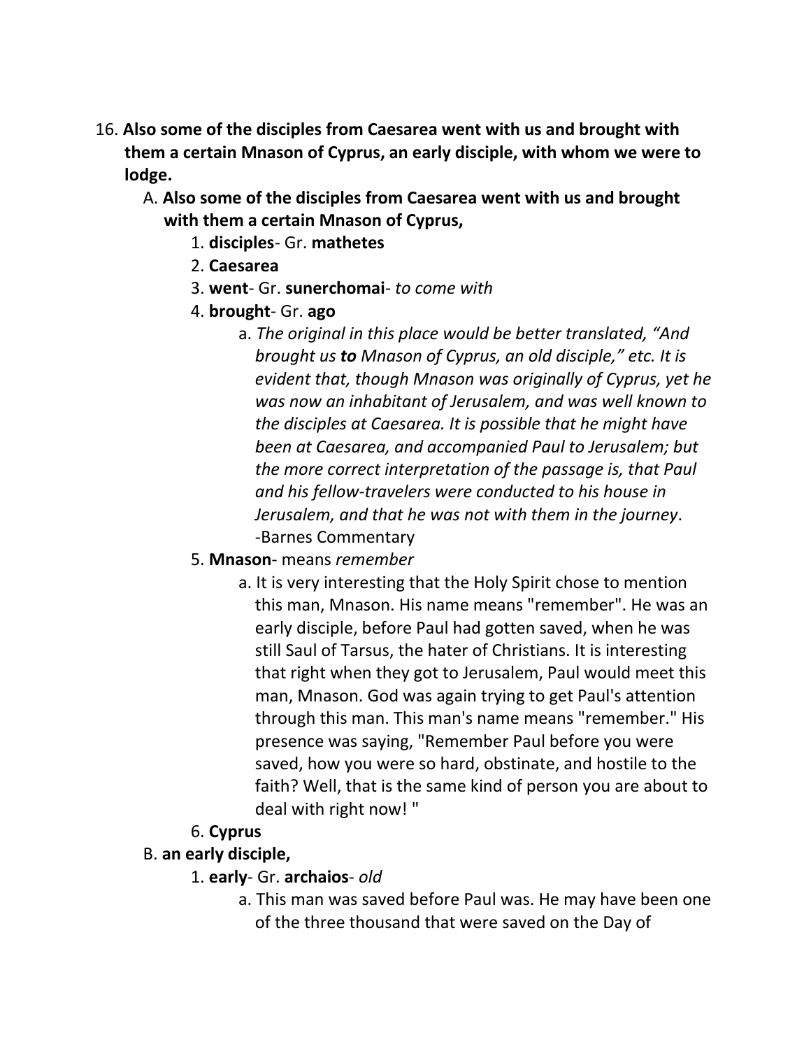16. **Also some of the disciples from Caesarea went with us and brought with them a certain Mnason of Cyprus, an early disciple, with whom we were to lodge.**

   A. **Also some of the disciples from Caesarea went with us and brought with them a certain Mnason of Cyprus,**

      1. **disciples**- Gr. **mathetes**
      2. **Caesarea**
      3. **went**- Gr. **sunerchomai**- *to come with*
      4. **brought**- Gr. **ago**
         a. *The original in this place would be better translated, "And brought us* ***to*** *Mnason of Cyprus, an old disciple," etc. It is evident that, though Mnason was originally of Cyprus, yet he was now an inhabitant of Jerusalem, and was well known to the disciples at Caesarea. It is possible that he might have been at Caesarea, and accompanied Paul to Jerusalem; but the more correct interpretation of the passage is, that Paul and his fellow-travelers were conducted to his house in Jerusalem, and that he was not with them in the journey*. -Barnes Commentary
      5. **Mnason**- means *remember*
         a. It is very interesting that the Holy Spirit chose to mention this man, Mnason. His name means "remember". He was an early disciple, before Paul had gotten saved, when he was still Saul of Tarsus, the hater of Christians. It is interesting that right when they got to Jerusalem, Paul would meet this man, Mnason. God was again trying to get Paul's attention through this man. This man's name means "remember." His presence was saying, "Remember Paul before you were saved, how you were so hard, obstinate, and hostile to the faith? Well, that is the same kind of person you are about to deal with right now! "
      6. **Cyprus**

   B. **an early disciple,**

      1. **early**- Gr. **archaios**- *old*
         a. This man was saved before Paul was. He may have been one of the three thousand that were saved on the Day of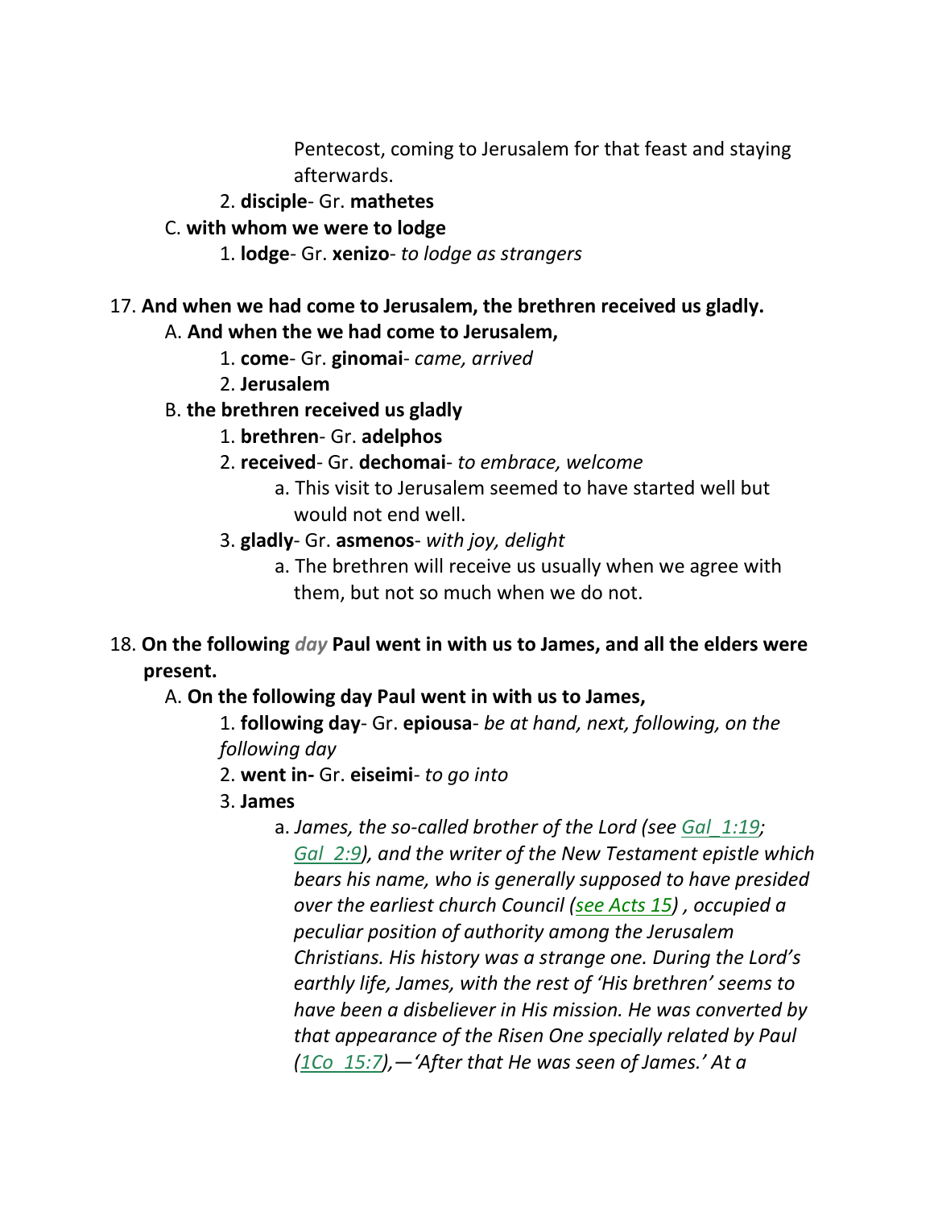Pentecost, coming to Jerusalem for that feast and staying afterwards.

2. **disciple**- Gr. **mathetes**

C. **with whom we were to lodge**

1. **lodge**- Gr. **xenizo**- *to lodge as strangers*

17. **And when we had come to Jerusalem, the brethren received us gladly.**

A. **And when the we had come to Jerusalem,**

1. **come**- Gr. **ginomai**- *came, arrived*

2. **Jerusalem**

B. **the brethren received us gladly**

1. **brethren**- Gr. **adelphos**

2. **received**- Gr. **dechomai**- *to embrace, welcome*

a. This visit to Jerusalem seemed to have started well but would not end well.

3. **gladly**- Gr. **asmenos**- *with joy, delight*

a. The brethren will receive us usually when we agree with them, but not so much when we do not.

18. **On the following *day* Paul went in with us to James, and all the elders were present.**

A. **On the following day Paul went in with us to James,**

1. **following day**- Gr. **epiousa**- *be at hand, next, following, on the following day*

2. **went in-** Gr. **eiseimi**- *to go into*

3. **James**

a. *James, the so-called brother of the Lord (see Gal_1:19; Gal_2:9), and the writer of the New Testament epistle which bears his name, who is generally supposed to have presided over the earliest church Council (see Acts 15) , occupied a peculiar position of authority among the Jerusalem Christians. His history was a strange one. During the Lord's earthly life, James, with the rest of 'His brethren' seems to have been a disbeliever in His mission. He was converted by that appearance of the Risen One specially related by Paul (1Co_15:7),—'After that He was seen of James.' At a*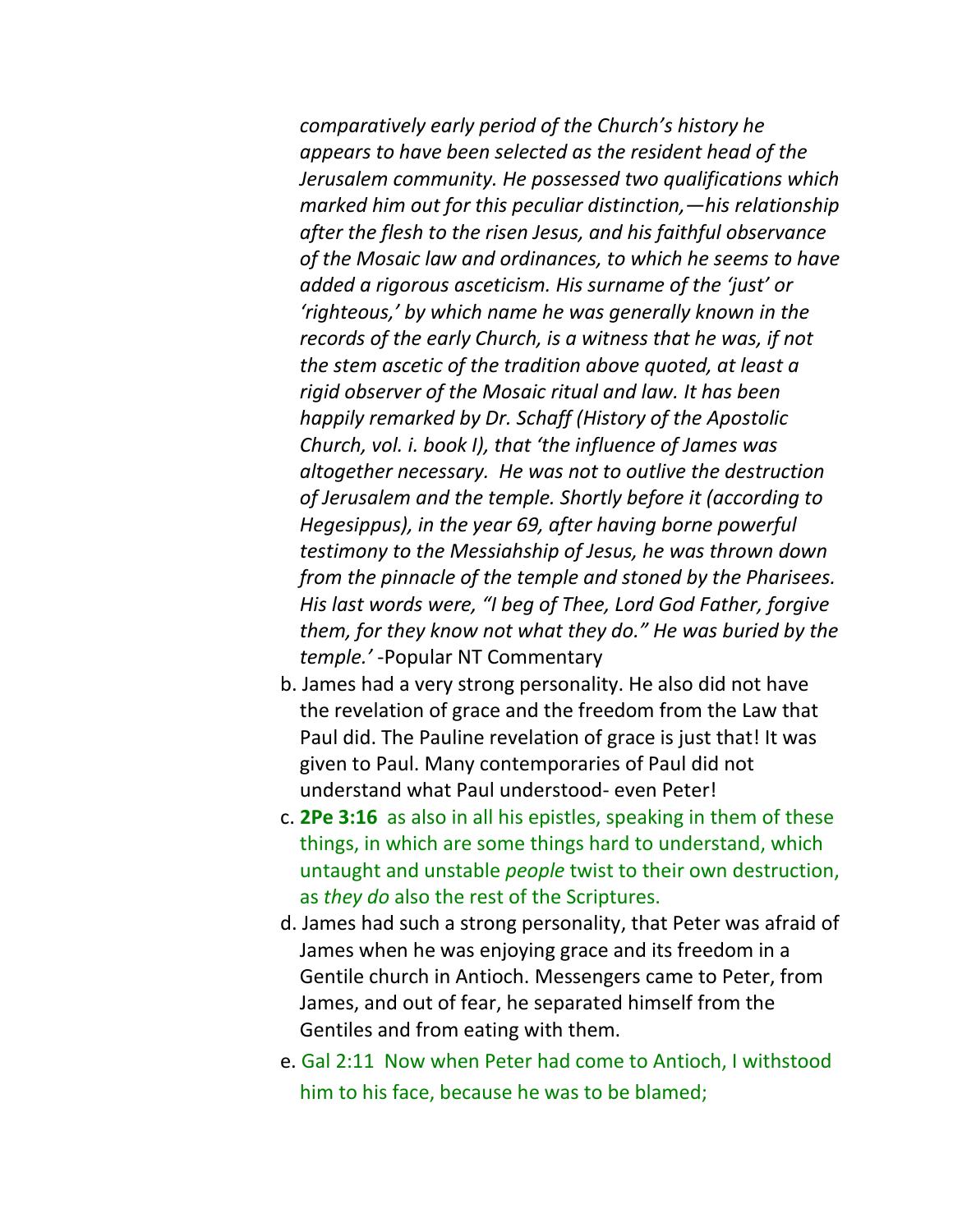*comparatively early period of the Church's history he appears to have been selected as the resident head of the Jerusalem community. He possessed two qualifications which marked him out for this peculiar distinction,—his relationship after the flesh to the risen Jesus, and his faithful observance of the Mosaic law and ordinances, to which he seems to have added a rigorous asceticism. His surname of the 'just' or 'righteous,' by which name he was generally known in the records of the early Church, is a witness that he was, if not the stem ascetic of the tradition above quoted, at least a rigid observer of the Mosaic ritual and law. It has been happily remarked by Dr. Schaff (History of the Apostolic Church, vol. i. book I), that 'the influence of James was altogether necessary. He was not to outlive the destruction of Jerusalem and the temple. Shortly before it (according to Hegesippus), in the year 69, after having borne powerful testimony to the Messiahship of Jesus, he was thrown down from the pinnacle of the temple and stoned by the Pharisees. His last words were, "I beg of Thee, Lord God Father, forgive them, for they know not what they do." He was buried by the temple.'* -Popular NT Commentary

b. James had a very strong personality. He also did not have the revelation of grace and the freedom from the Law that Paul did. The Pauline revelation of grace is just that! It was given to Paul. Many contemporaries of Paul did not understand what Paul understood- even Peter!

c. **2Pe 3:16** as also in all his epistles, speaking in them of these things, in which are some things hard to understand, which untaught and unstable *people* twist to their own destruction, as *they do* also the rest of the Scriptures.

d. James had such a strong personality, that Peter was afraid of James when he was enjoying grace and its freedom in a Gentile church in Antioch. Messengers came to Peter, from James, and out of fear, he separated himself from the Gentiles and from eating with them.

e. Gal 2:11 Now when Peter had come to Antioch, I withstood him to his face, because he was to be blamed;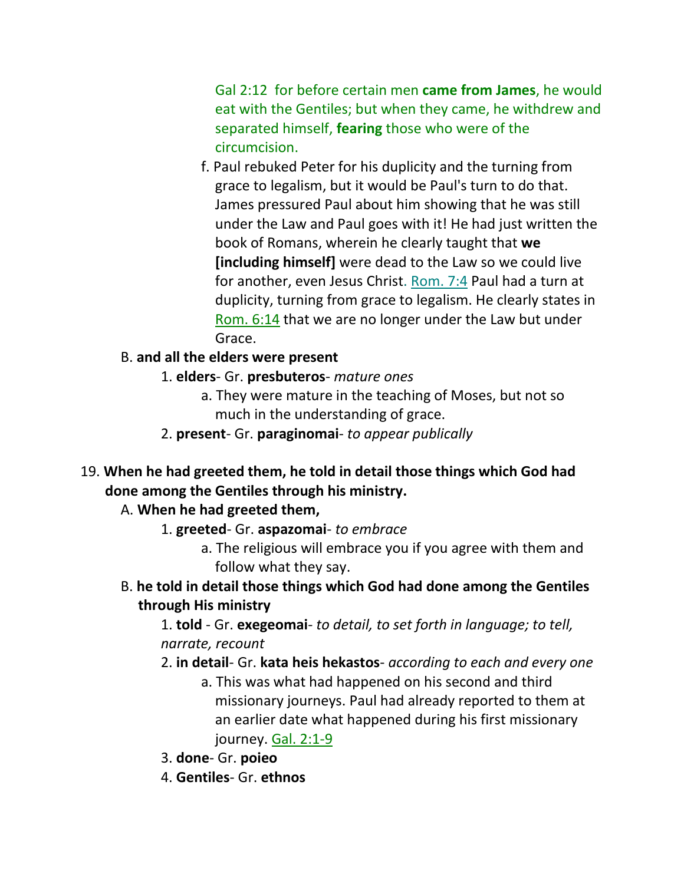Gal 2:12 for before certain men **came from James**, he would eat with the Gentiles; but when they came, he withdrew and separated himself, **fearing** those who were of the circumcision.

f. Paul rebuked Peter for his duplicity and the turning from grace to legalism, but it would be Paul's turn to do that. James pressured Paul about him showing that he was still under the Law and Paul goes with it! He had just written the book of Romans, wherein he clearly taught that **we [including himself]** were dead to the Law so we could live for another, even Jesus Christ. Rom. 7:4 Paul had a turn at duplicity, turning from grace to legalism. He clearly states in Rom. 6:14 that we are no longer under the Law but under Grace.

B. **and all the elders were present**

1. **elders**- Gr. **presbuteros**- *mature ones*

a. They were mature in the teaching of Moses, but not so much in the understanding of grace.

2. **present**- Gr. **paraginomai**- *to appear publically*

19. **When he had greeted them, he told in detail those things which God had done among the Gentiles through his ministry.**

A. **When he had greeted them,**

1. **greeted**- Gr. **aspazomai**- *to embrace*

a. The religious will embrace you if you agree with them and follow what they say.

B. **he told in detail those things which God had done among the Gentiles through His ministry**

1. **told** - Gr. **exegeomai**- *to detail, to set forth in language; to tell, narrate, recount*

2. **in detail**- Gr. **kata heis hekastos**- *according to each and every one*

a. This was what had happened on his second and third missionary journeys. Paul had already reported to them at an earlier date what happened during his first missionary journey. Gal. 2:1-9

3. **done**- Gr. **poieo**

4. **Gentiles**- Gr. **ethnos**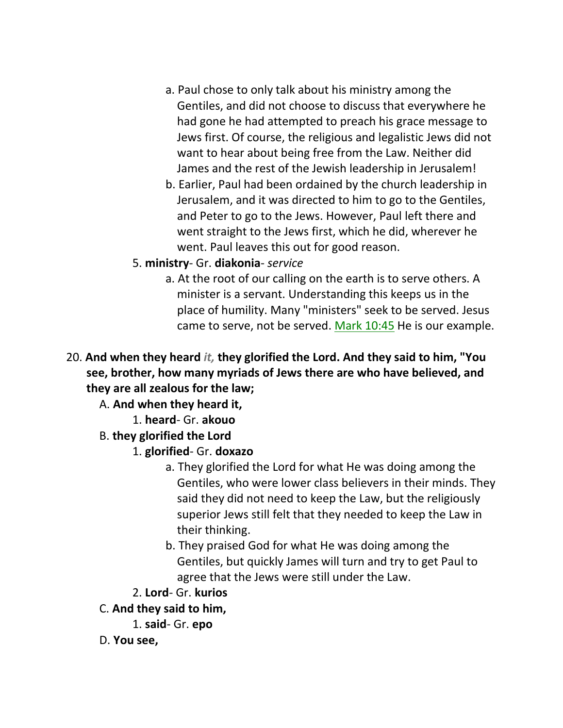a. Paul chose to only talk about his ministry among the Gentiles, and did not choose to discuss that everywhere he had gone he had attempted to preach his grace message to Jews first. Of course, the religious and legalistic Jews did not want to hear about being free from the Law. Neither did James and the rest of the Jewish leadership in Jerusalem!

b. Earlier, Paul had been ordained by the church leadership in Jerusalem, and it was directed to him to go to the Gentiles, and Peter to go to the Jews. However, Paul left there and went straight to the Jews first, which he did, wherever he went. Paul leaves this out for good reason.

5. **ministry**- Gr. **diakonia**- *service*

a. At the root of our calling on the earth is to serve others. A minister is a servant. Understanding this keeps us in the place of humility. Many "ministers" seek to be served. Jesus came to serve, not be served. Mark 10:45 He is our example.

20. **And when they heard *it,* they glorified the Lord. And they said to him, "You see, brother, how many myriads of Jews there are who have believed, and they are all zealous for the law;**

A. **And when they heard it,**

1. **heard**- Gr. **akouo**

B. **they glorified the Lord**

1. **glorified**- Gr. **doxazo**

a. They glorified the Lord for what He was doing among the Gentiles, who were lower class believers in their minds. They said they did not need to keep the Law, but the religiously superior Jews still felt that they needed to keep the Law in their thinking.

b. They praised God for what He was doing among the Gentiles, but quickly James will turn and try to get Paul to agree that the Jews were still under the Law.

2. **Lord**- Gr. **kurios**

C. **And they said to him,**

1. **said**- Gr. **epo**

D. **You see,**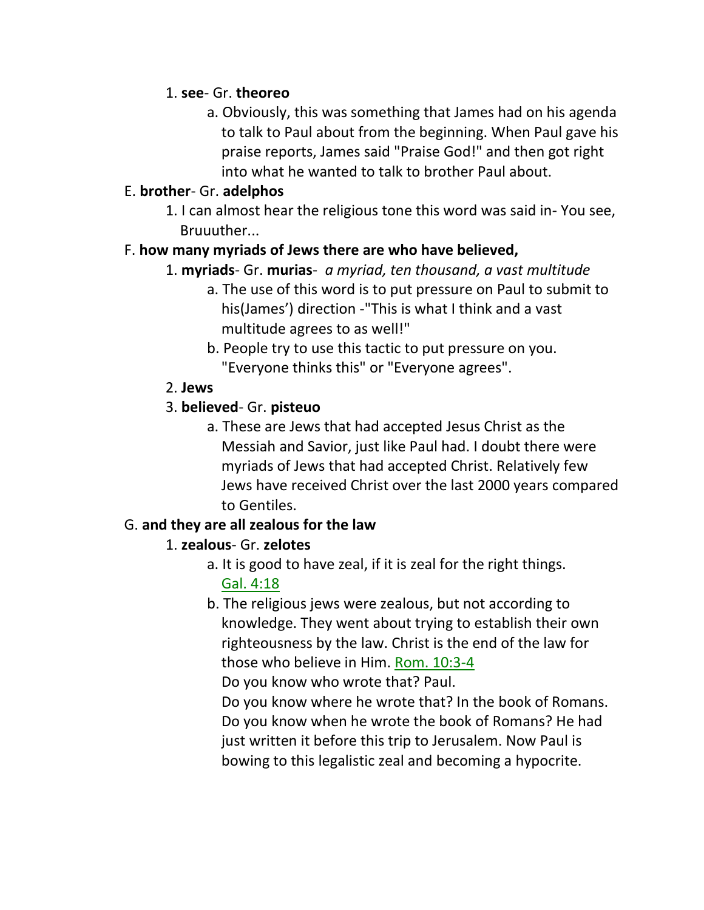1. **see**- Gr. **theoreo**
    a. Obviously, this was something that James had on his agenda to talk to Paul about from the beginning. When Paul gave his praise reports, James said "Praise God!" and then got right into what he wanted to talk to brother Paul about.

E. **brother**- Gr. **adelphos**

1. I can almost hear the religious tone this word was said in- You see, Bruuuther...

F. **how many myriads of Jews there are who have believed,**

1. **myriads**- Gr. **murias**- *a myriad, ten thousand, a vast multitude*
    a. The use of this word is to put pressure on Paul to submit to his(James') direction -"This is what I think and a vast multitude agrees to as well!"
    b. People try to use this tactic to put pressure on you. "Everyone thinks this" or "Everyone agrees".
2. **Jews**
3. **believed**- Gr. **pisteuo**
    a. These are Jews that had accepted Jesus Christ as the Messiah and Savior, just like Paul had. I doubt there were myriads of Jews that had accepted Christ. Relatively few Jews have received Christ over the last 2000 years compared to Gentiles.

G. **and they are all zealous for the law**

1. **zealous**- Gr. **zelotes**
    a. It is good to have zeal, if it is zeal for the right things. Gal. 4:18
    b. The religious jews were zealous, but not according to knowledge. They went about trying to establish their own righteousness by the law. Christ is the end of the law for those who believe in Him. Rom. 10:3-4
    Do you know who wrote that? Paul.
    Do you know where he wrote that? In the book of Romans.
    Do you know when he wrote the book of Romans? He had just written it before this trip to Jerusalem. Now Paul is bowing to this legalistic zeal and becoming a hypocrite.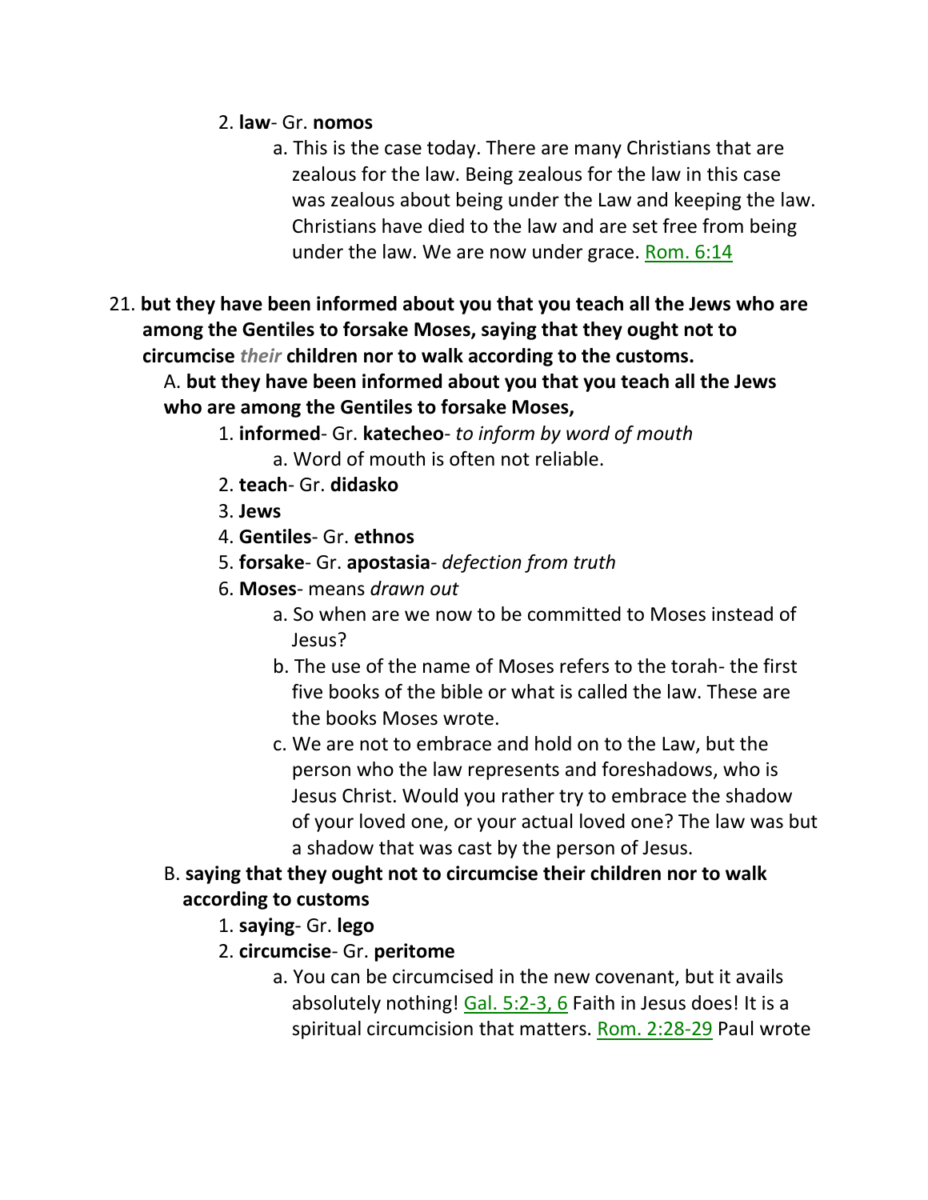2. **law**- Gr. **nomos**

    a. This is the case today. There are many Christians that are zealous for the law. Being zealous for the law in this case was zealous about being under the Law and keeping the law. Christians have died to the law and are set free from being under the law. We are now under grace. Rom. 6:14

21. **but they have been informed about you that you teach all the Jews who are among the Gentiles to forsake Moses, saying that they ought not to circumcise *their* children nor to walk according to the customs.**

A. **but they have been informed about you that you teach all the Jews who are among the Gentiles to forsake Moses,**

1. **informed**- Gr. **katecheo**- *to inform by word of mouth*

    a. Word of mouth is often not reliable.

2. **teach**- Gr. **didasko**
3. **Jews**
4. **Gentiles**- Gr. **ethnos**
5. **forsake**- Gr. **apostasia**- *defection from truth*
6. **Moses**- means *drawn out*

    a. So when are we now to be committed to Moses instead of Jesus?

    b. The use of the name of Moses refers to the torah- the first five books of the bible or what is called the law. These are the books Moses wrote.

    c. We are not to embrace and hold on to the Law, but the person who the law represents and foreshadows, who is Jesus Christ. Would you rather try to embrace the shadow of your loved one, or your actual loved one? The law was but a shadow that was cast by the person of Jesus.

B. **saying that they ought not to circumcise their children nor to walk according to customs**

1. **saying**- Gr. **lego**
2. **circumcise**- Gr. **peritome**

    a. You can be circumcised in the new covenant, but it avails absolutely nothing! Gal. 5:2-3, 6 Faith in Jesus does! It is a spiritual circumcision that matters. Rom. 2:28-29 Paul wrote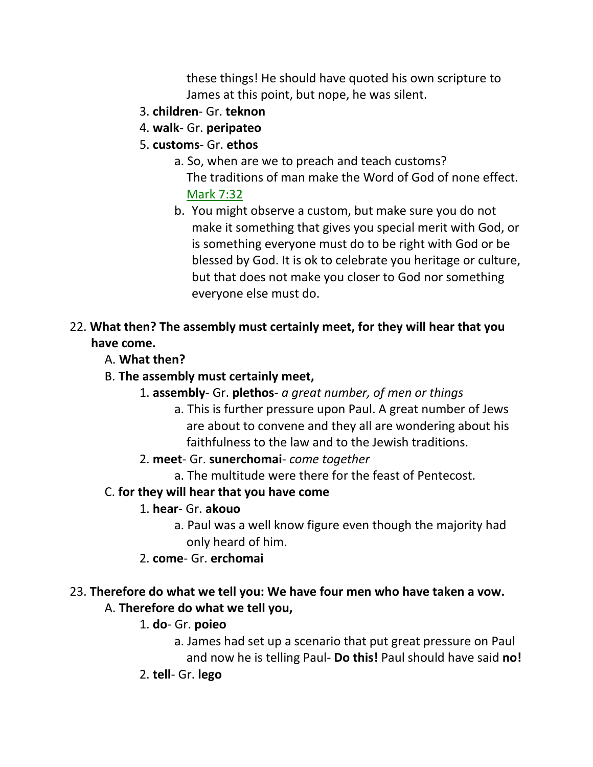these things! He should have quoted his own scripture to James at this point, but nope, he was silent.

3. **children**- Gr. **teknon**
4. **walk**- Gr. **peripateo**
5. **customs**- Gr. **ethos**
   a. So, when are we to preach and teach customs? The traditions of man make the Word of God of none effect. Mark 7:32
   b. You might observe a custom, but make sure you do not make it something that gives you special merit with God, or is something everyone must do to be right with God or be blessed by God. It is ok to celebrate you heritage or culture, but that does not make you closer to God nor something everyone else must do.

22. **What then? The assembly must certainly meet, for they will hear that you have come.**
   A. **What then?**
   B. **The assembly must certainly meet,**
      1. **assembly**- Gr. **plethos**- *a great number, of men or things*
         a. This is further pressure upon Paul. A great number of Jews are about to convene and they all are wondering about his faithfulness to the law and to the Jewish traditions.
      2. **meet**- Gr. **sunerchomai**- *come together*
         a. The multitude were there for the feast of Pentecost.
   C. **for they will hear that you have come**
      1. **hear**- Gr. **akouo**
         a. Paul was a well know figure even though the majority had only heard of him.
      2. **come**- Gr. **erchomai**

23. **Therefore do what we tell you: We have four men who have taken a vow.**
   A. **Therefore do what we tell you,**
      1. **do**- Gr. **poieo**
         a. James had set up a scenario that put great pressure on Paul and now he is telling Paul- **Do this!** Paul should have said **no!**
      2. **tell**- Gr. **lego**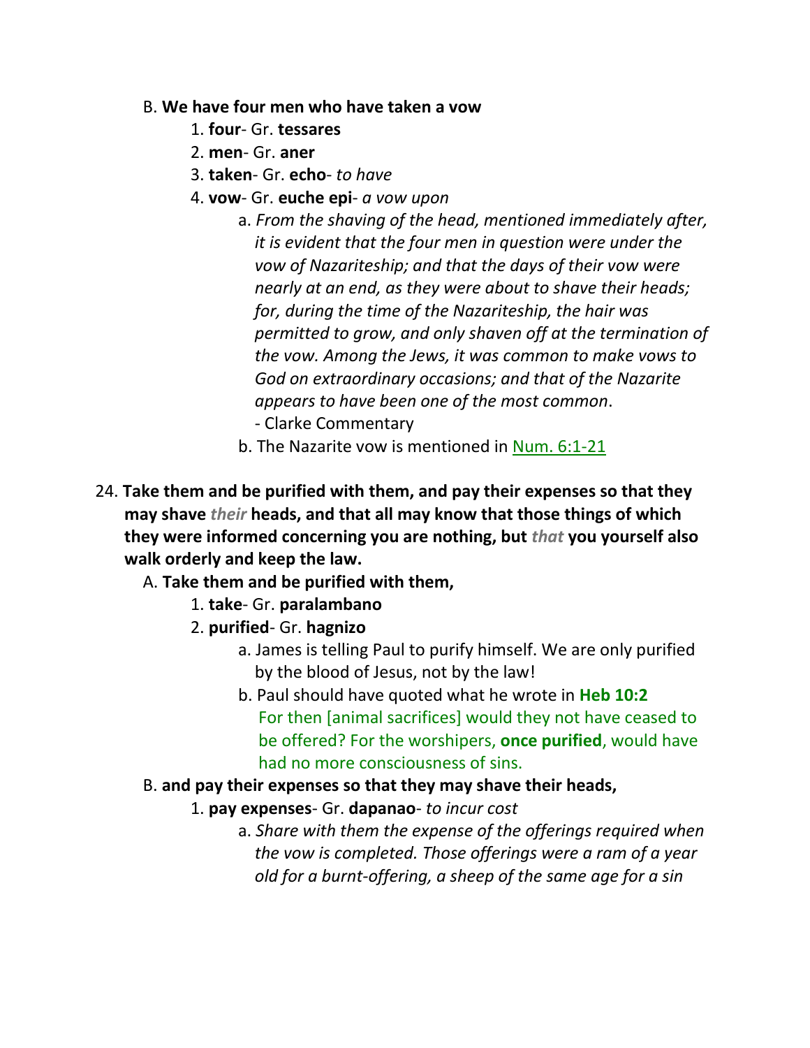B. **We have four men who have taken a vow**

1. **four**- Gr. **tessares**
2. **men**- Gr. **aner**
3. **taken**- Gr. **echo**- *to have*
4. **vow**- Gr. **euche epi**- *a vow upon*
   a. *From the shaving of the head, mentioned immediately after, it is evident that the four men in question were under the vow of Nazariteship; and that the days of their vow were nearly at an end, as they were about to shave their heads; for, during the time of the Nazariteship, the hair was permitted to grow, and only shaven off at the termination of the vow. Among the Jews, it was common to make vows to God on extraordinary occasions; and that of the Nazarite appears to have been one of the most common*.
   - Clarke Commentary
   
   b. The Nazarite vow is mentioned in Num. 6:1-21

24. **Take them and be purified with them, and pay their expenses so that they may shave** ***their*** **heads, and that all may know that those things of which they were informed concerning you are nothing, but** ***that*** **you yourself also walk orderly and keep the law.**

A. **Take them and be purified with them,**

1. **take**- Gr. **paralambano**
2. **purified**- Gr. **hagnizo**
   a. James is telling Paul to purify himself. We are only purified by the blood of Jesus, not by the law!
   
   b. Paul should have quoted what he wrote in **Heb 10:2** For then [animal sacrifices] would they not have ceased to be offered? For the worshipers, **once purified**, would have had no more consciousness of sins.

B. **and pay their expenses so that they may shave their heads,**

1. **pay expenses**- Gr. **dapanao**- *to incur cost*
   a. *Share with them the expense of the offerings required when the vow is completed. Those offerings were a ram of a year old for a burnt-offering, a sheep of the same age for a sin*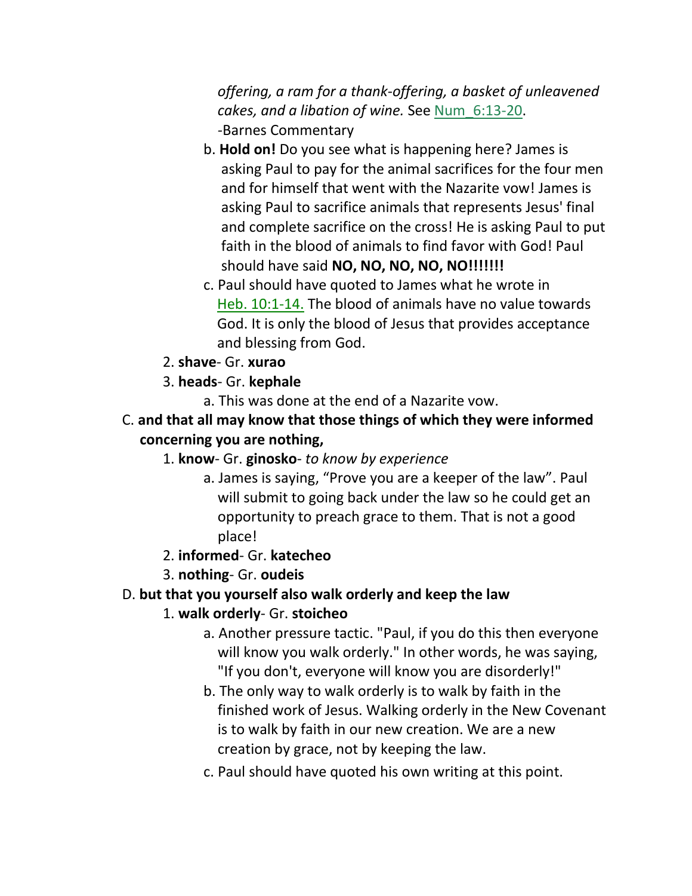*offering, a ram for a thank-offering, a basket of unleavened cakes, and a libation of wine.* See Num_6:13-20.
-Barnes Commentary

   b. **Hold on!** Do you see what is happening here? James is asking Paul to pay for the animal sacrifices for the four men and for himself that went with the Nazarite vow! James is asking Paul to sacrifice animals that represents Jesus' final and complete sacrifice on the cross! He is asking Paul to put faith in the blood of animals to find favor with God! Paul should have said **NO, NO, NO, NO, NO!!!!!!!**

   c. Paul should have quoted to James what he wrote in Heb. 10:1-14. The blood of animals have no value towards God. It is only the blood of Jesus that provides acceptance and blessing from God.

2. **shave**- Gr. **xurao**

3. **heads**- Gr. **kephale**

   a. This was done at the end of a Nazarite vow.

C. **and that all may know that those things of which they were informed concerning you are nothing,**

1. **know**- Gr. **ginosko**- *to know by experience*

   a. James is saying, "Prove you are a keeper of the law". Paul will submit to going back under the law so he could get an opportunity to preach grace to them. That is not a good place!

2. **informed**- Gr. **katecheo**

3. **nothing**- Gr. **oudeis**

D. **but that you yourself also walk orderly and keep the law**

1. **walk orderly**- Gr. **stoicheo**

   a. Another pressure tactic. "Paul, if you do this then everyone will know you walk orderly." In other words, he was saying, "If you don't, everyone will know you are disorderly!"

   b. The only way to walk orderly is to walk by faith in the finished work of Jesus. Walking orderly in the New Covenant is to walk by faith in our new creation. We are a new creation by grace, not by keeping the law.

   c. Paul should have quoted his own writing at this point.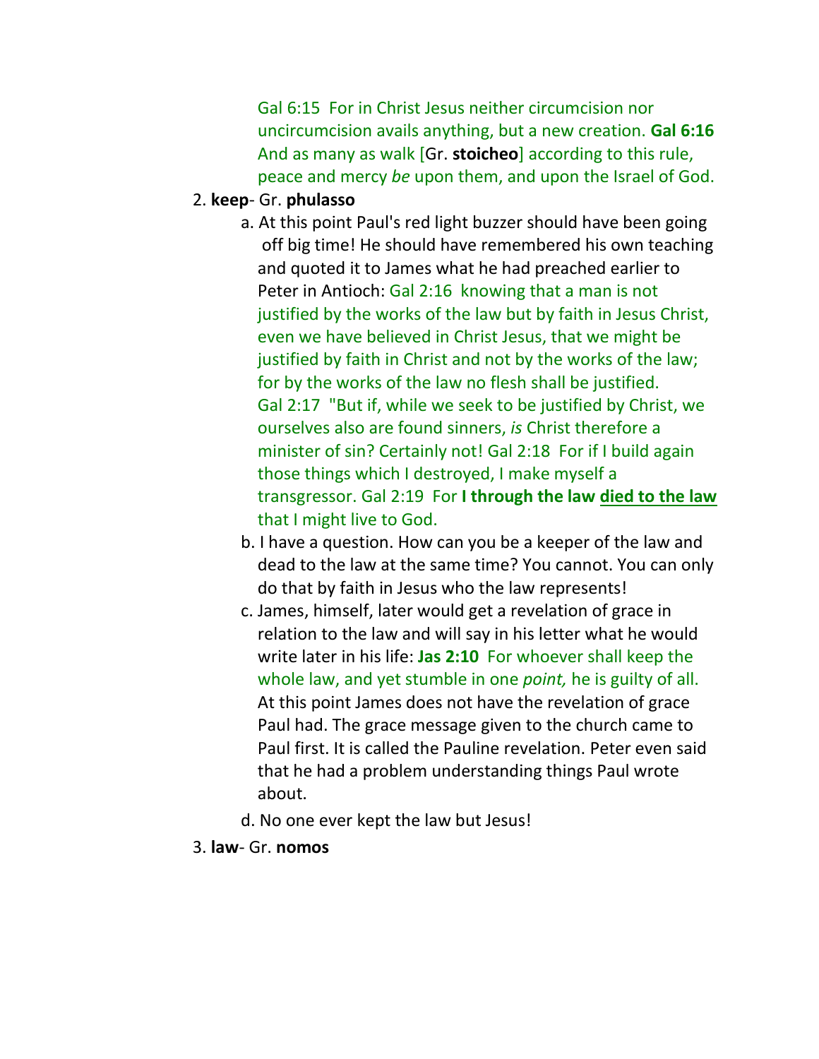Gal 6:15 For in Christ Jesus neither circumcision nor uncircumcision avails anything, but a new creation. **Gal 6:16** And as many as walk [Gr. **stoicheo**] according to this rule, peace and mercy *be* upon them, and upon the Israel of God.

2. **keep**- Gr. **phulasso**
   a. At this point Paul's red light buzzer should have been going off big time! He should have remembered his own teaching and quoted it to James what he had preached earlier to Peter in Antioch: Gal 2:16 knowing that a man is not justified by the works of the law but by faith in Jesus Christ, even we have believed in Christ Jesus, that we might be justified by faith in Christ and not by the works of the law; for by the works of the law no flesh shall be justified. Gal 2:17 "But if, while we seek to be justified by Christ, we ourselves also are found sinners, *is* Christ therefore a minister of sin? Certainly not! Gal 2:18 For if I build again those things which I destroyed, I make myself a transgressor. Gal 2:19 For **I through the law <u>died to the law</u>** that I might live to God.
   b. I have a question. How can you be a keeper of the law and dead to the law at the same time? You cannot. You can only do that by faith in Jesus who the law represents!
   c. James, himself, later would get a revelation of grace in relation to the law and will say in his letter what he would write later in his life: **Jas 2:10** For whoever shall keep the whole law, and yet stumble in one *point,* he is guilty of all. At this point James does not have the revelation of grace Paul had. The grace message given to the church came to Paul first. It is called the Pauline revelation. Peter even said that he had a problem understanding things Paul wrote about.
   d. No one ever kept the law but Jesus!
3. **law**- Gr. **nomos**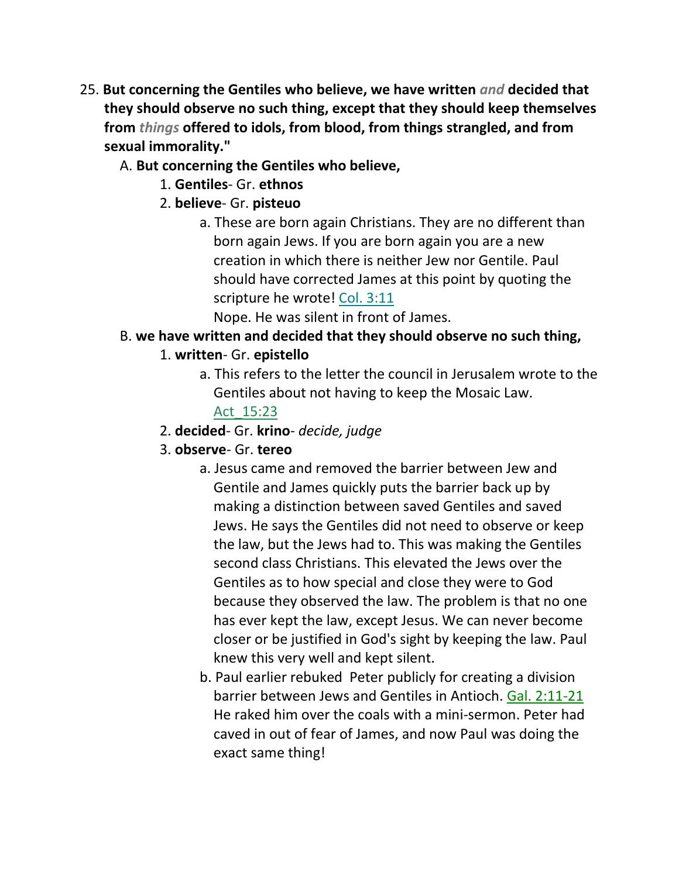25. **But concerning the Gentiles who believe, we have written *and* decided that they should observe no such thing, except that they should keep themselves from *things* offered to idols, from blood, from things strangled, and from sexual immorality."**

   A. **But concerning the Gentiles who believe,**

      1. **Gentiles**- Gr. **ethnos**

      2. **believe**- Gr. **pisteuo**

         a. These are born again Christians. They are no different than born again Jews. If you are born again you are a new creation in which there is neither Jew nor Gentile. Paul should have corrected James at this point by quoting the scripture he wrote! Col. 3:11
         Nope. He was silent in front of James.

   B. **we have written and decided that they should observe no such thing,**

      1. **written**- Gr. **epistello**

         a. This refers to the letter the council in Jerusalem wrote to the Gentiles about not having to keep the Mosaic Law. Act_15:23

      2. **decided**- Gr. **krino**- *decide, judge*

      3. **observe**- Gr. **tereo**

         a. Jesus came and removed the barrier between Jew and Gentile and James quickly puts the barrier back up by making a distinction between saved Gentiles and saved Jews. He says the Gentiles did not need to observe or keep the law, but the Jews had to. This was making the Gentiles second class Christians. This elevated the Jews over the Gentiles as to how special and close they were to God because they observed the law. The problem is that no one has ever kept the law, except Jesus. We can never become closer or be justified in God's sight by keeping the law. Paul knew this very well and kept silent.

         b. Paul earlier rebuked Peter publicly for creating a division barrier between Jews and Gentiles in Antioch. Gal. 2:11-21 He raked him over the coals with a mini-sermon. Peter had caved in out of fear of James, and now Paul was doing the exact same thing!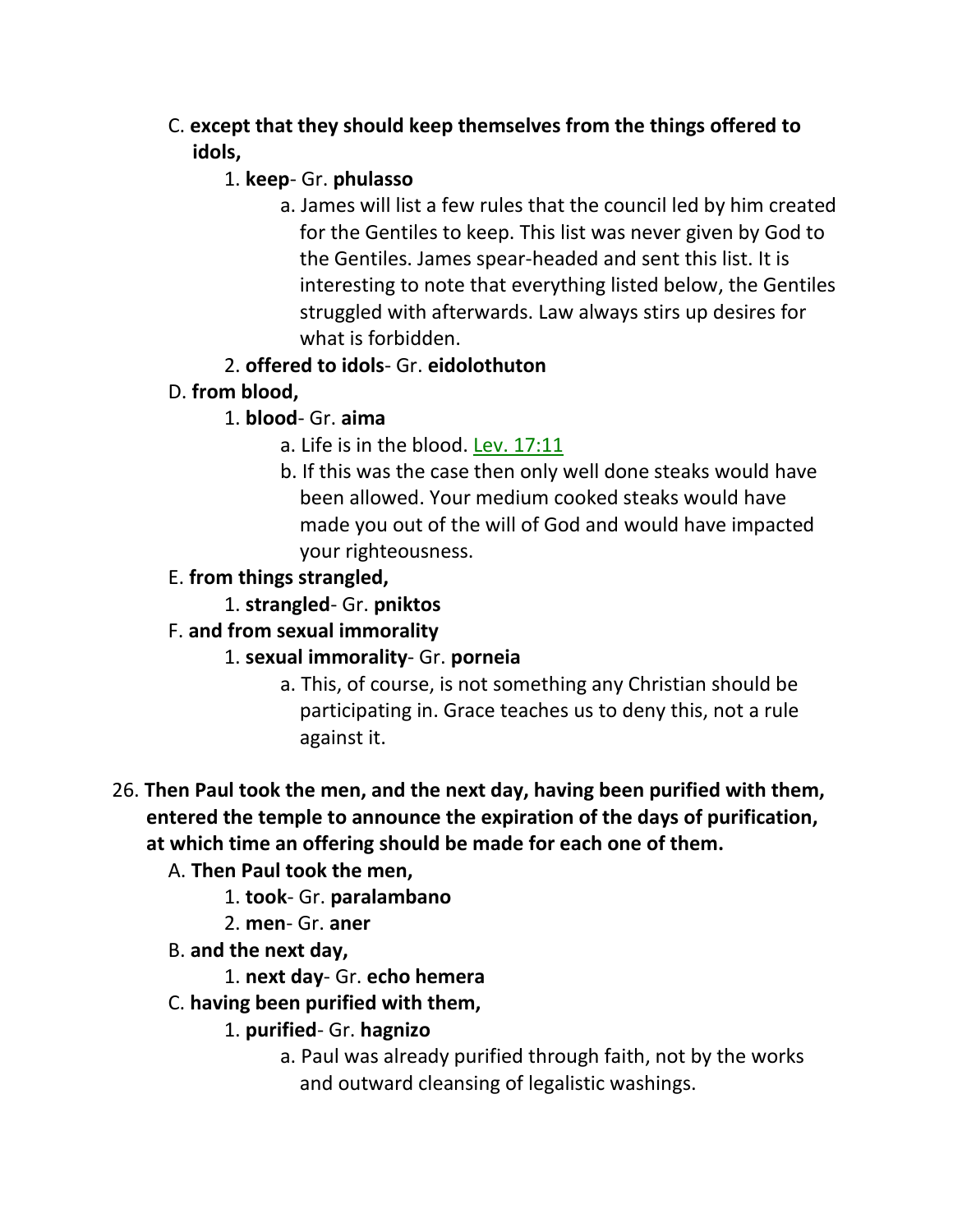C. **except that they should keep themselves from the things offered to idols,**

1. **keep**- Gr. **phulasso**
    a. James will list a few rules that the council led by him created for the Gentiles to keep. This list was never given by God to the Gentiles. James spear-headed and sent this list. It is interesting to note that everything listed below, the Gentiles struggled with afterwards. Law always stirs up desires for what is forbidden.
2. **offered to idols**- Gr. **eidolothuton**

D. **from blood,**

1. **blood**- Gr. **aima**
    a. Life is in the blood. Lev. 17:11
    b. If this was the case then only well done steaks would have been allowed. Your medium cooked steaks would have made you out of the will of God and would have impacted your righteousness.

E. **from things strangled,**

1. **strangled**- Gr. **pniktos**

F. **and from sexual immorality**

1. **sexual immorality**- Gr. **porneia**
    a. This, of course, is not something any Christian should be participating in. Grace teaches us to deny this, not a rule against it.

26. **Then Paul took the men, and the next day, having been purified with them, entered the temple to announce the expiration of the days of purification, at which time an offering should be made for each one of them.**

A. **Then Paul took the men,**

1. **took**- Gr. **paralambano**
2. **men**- Gr. **aner**

B. **and the next day,**

1. **next day**- Gr. **echo hemera**

C. **having been purified with them,**

1. **purified**- Gr. **hagnizo**
    a. Paul was already purified through faith, not by the works and outward cleansing of legalistic washings.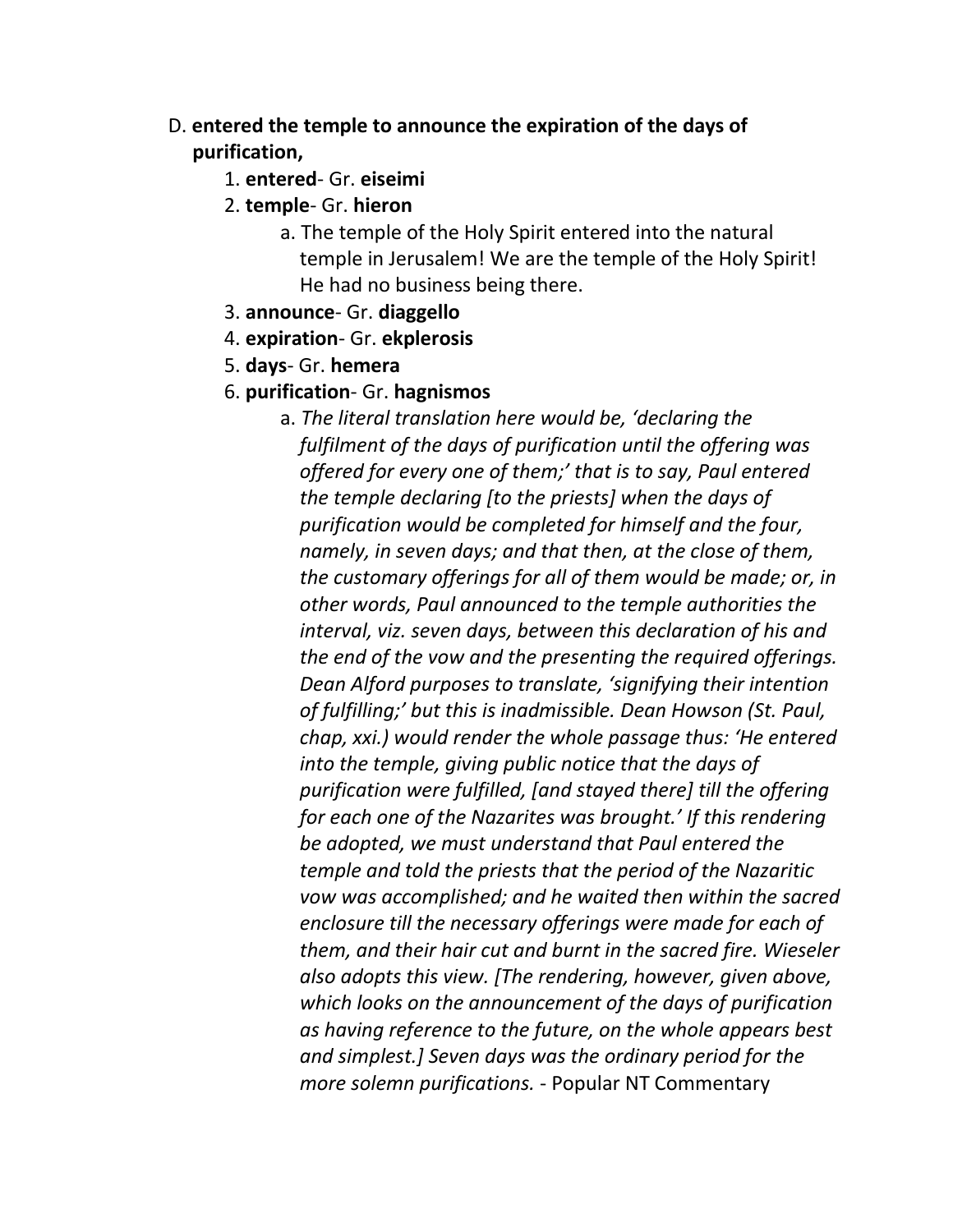D. **entered the temple to announce the expiration of the days of purification,**

1. **entered**- Gr. **eiseimi**
2. **temple**- Gr. **hieron**
   a. The temple of the Holy Spirit entered into the natural temple in Jerusalem! We are the temple of the Holy Spirit! He had no business being there.
3. **announce**- Gr. **diaggello**
4. **expiration**- Gr. **ekplerosis**
5. **days**- Gr. **hemera**
6. **purification**- Gr. **hagnismos**
   a. *The literal translation here would be, 'declaring the fulfilment of the days of purification until the offering was offered for every one of them;' that is to say, Paul entered the temple declaring [to the priests] when the days of purification would be completed for himself and the four, namely, in seven days; and that then, at the close of them, the customary offerings for all of them would be made; or, in other words, Paul announced to the temple authorities the interval, viz. seven days, between this declaration of his and the end of the vow and the presenting the required offerings. Dean Alford purposes to translate, 'signifying their intention of fulfilling;' but this is inadmissible. Dean Howson (St. Paul, chap, xxi.) would render the whole passage thus: 'He entered into the temple, giving public notice that the days of purification were fulfilled, [and stayed there] till the offering for each one of the Nazarites was brought.' If this rendering be adopted, we must understand that Paul entered the temple and told the priests that the period of the Nazaritic vow was accomplished; and he waited then within the sacred enclosure till the necessary offerings were made for each of them, and their hair cut and burnt in the sacred fire. Wieseler also adopts this view. [The rendering, however, given above, which looks on the announcement of the days of purification as having reference to the future, on the whole appears best and simplest.] Seven days was the ordinary period for the more solemn purifications.* - Popular NT Commentary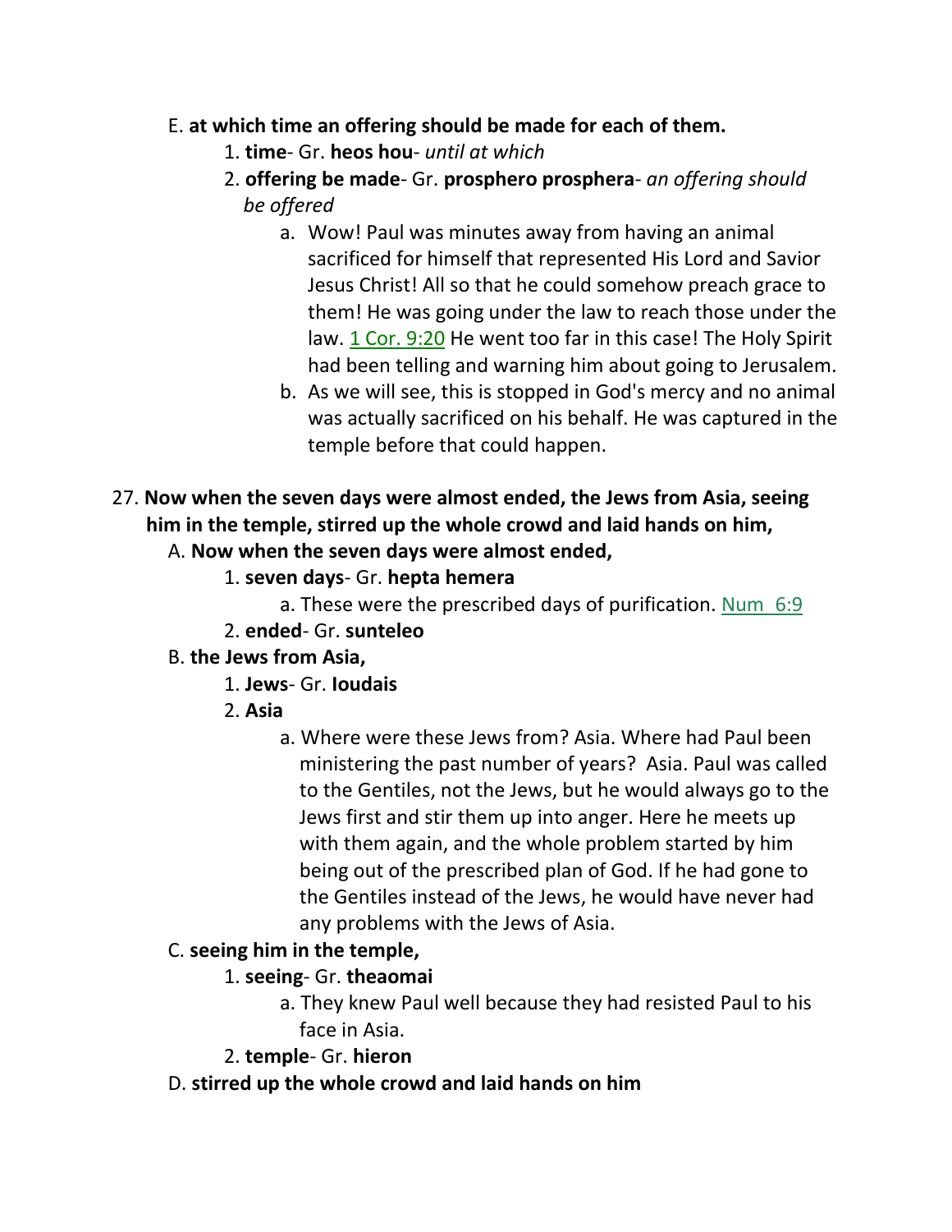E. **at which time an offering should be made for each of them.**

1. **time**- Gr. **heos hou**- *until at which*
2. **offering be made**- Gr. **prosphero prosphera**- *an offering should be offered*
    a. Wow! Paul was minutes away from having an animal sacrificed for himself that represented His Lord and Savior Jesus Christ! All so that he could somehow preach grace to them! He was going under the law to reach those under the law. 1 Cor. 9:20 He went too far in this case! The Holy Spirit had been telling and warning him about going to Jerusalem.
    b. As we will see, this is stopped in God's mercy and no animal was actually sacrificed on his behalf. He was captured in the temple before that could happen.

27. **Now when the seven days were almost ended, the Jews from Asia, seeing him in the temple, stirred up the whole crowd and laid hands on him,**

A. **Now when the seven days were almost ended,**

1. **seven days**- Gr. **hepta hemera**
    a. These were the prescribed days of purification. Num 6:9
2. **ended**- Gr. **sunteleo**

B. **the Jews from Asia,**

1. **Jews**- Gr. **Ioudais**
2. **Asia**
    a. Where were these Jews from? Asia. Where had Paul been ministering the past number of years? Asia. Paul was called to the Gentiles, not the Jews, but he would always go to the Jews first and stir them up into anger. Here he meets up with them again, and the whole problem started by him being out of the prescribed plan of God. If he had gone to the Gentiles instead of the Jews, he would have never had any problems with the Jews of Asia.

C. **seeing him in the temple,**

1. **seeing**- Gr. **theaomai**
    a. They knew Paul well because they had resisted Paul to his face in Asia.
2. **temple**- Gr. **hieron**

D. **stirred up the whole crowd and laid hands on him**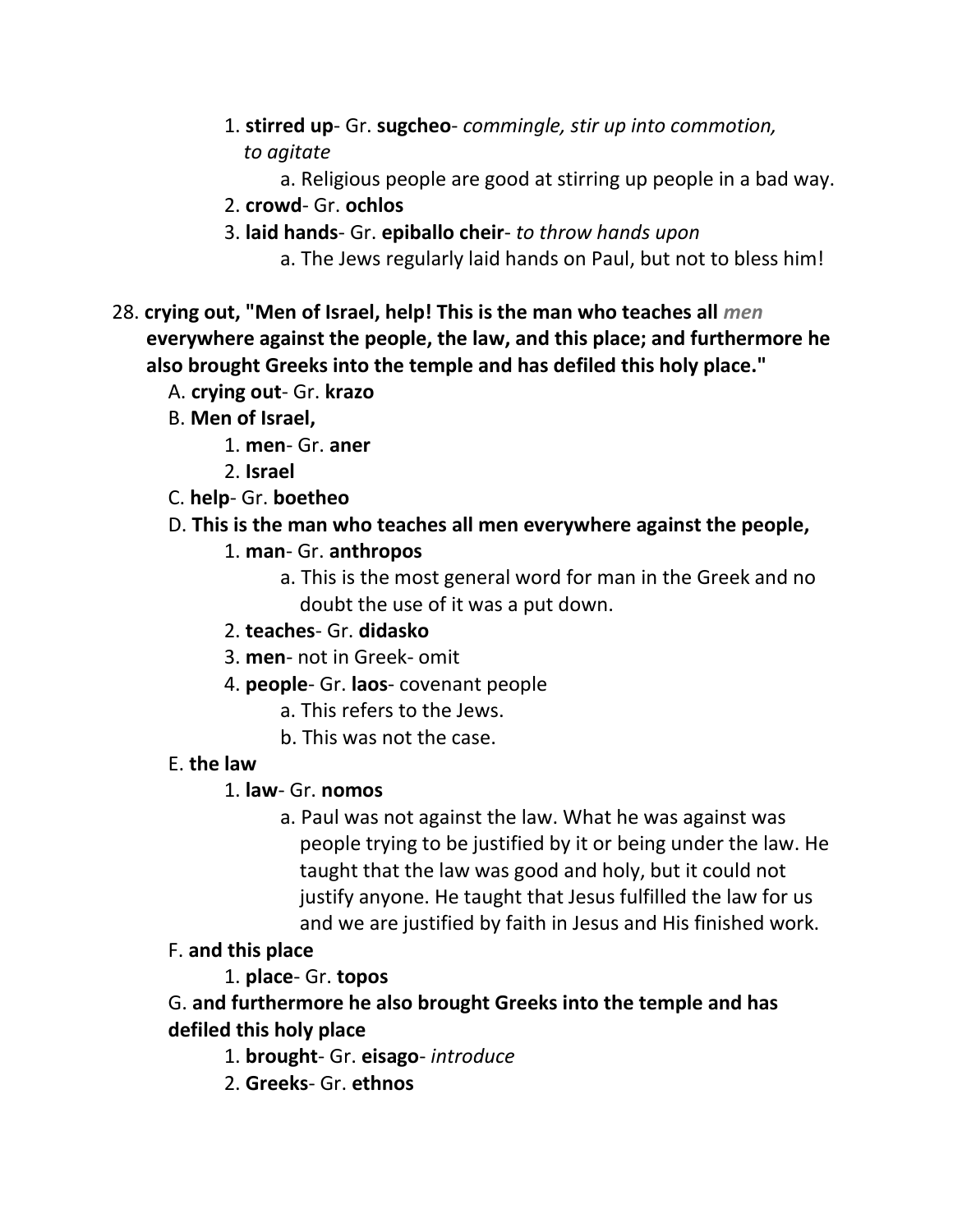1. **stirred up**- Gr. **sugcheo**- *commingle, stir up into commotion, to agitate*
    a. Religious people are good at stirring up people in a bad way.
2. **crowd**- Gr. **ochlos**
3. **laid hands**- Gr. **epiballo cheir**- *to throw hands upon*
    a. The Jews regularly laid hands on Paul, but not to bless him!

28. **crying out, "Men of Israel, help! This is the man who teaches all *men* everywhere against the people, the law, and this place; and furthermore he also brought Greeks into the temple and has defiled this holy place."**

A. **crying out**- Gr. **krazo**

B. **Men of Israel,**
   1. **men**- Gr. **aner**
   2. **Israel**

C. **help**- Gr. **boetheo**

D. **This is the man who teaches all men everywhere against the people,**
   1. **man**- Gr. **anthropos**
      a. This is the most general word for man in the Greek and no doubt the use of it was a put down.
   2. **teaches**- Gr. **didasko**
   3. **men**- not in Greek- omit
   4. **people**- Gr. **laos**- covenant people
      a. This refers to the Jews.
      b. This was not the case.

E. **the law**
   1. **law**- Gr. **nomos**
      a. Paul was not against the law. What he was against was people trying to be justified by it or being under the law. He taught that the law was good and holy, but it could not justify anyone. He taught that Jesus fulfilled the law for us and we are justified by faith in Jesus and His finished work.

F. **and this place**
   1. **place**- Gr. **topos**

G. **and furthermore he also brought Greeks into the temple and has defiled this holy place**
   1. **brought**- Gr. **eisago**- *introduce*
   2. **Greeks**- Gr. **ethnos**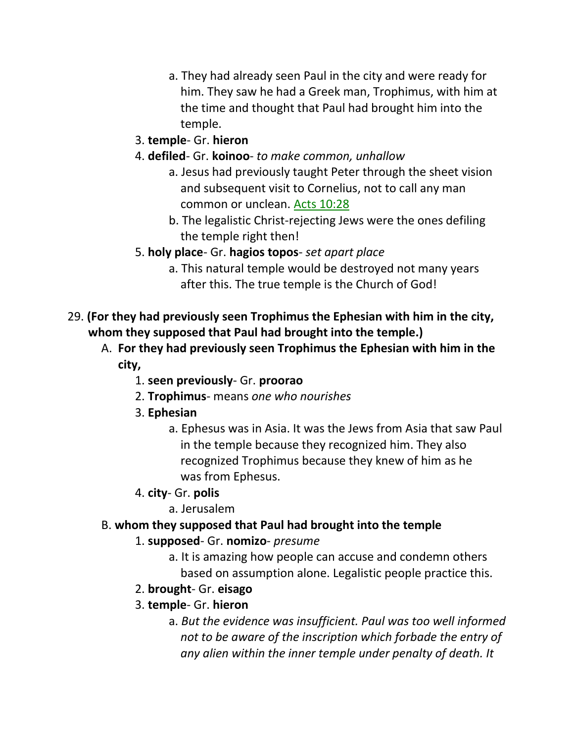a. They had already seen Paul in the city and were ready for him. They saw he had a Greek man, Trophimus, with him at the time and thought that Paul had brought him into the temple.

3. **temple**- Gr. **hieron**
4. **defiled**- Gr. **koinoo**- *to make common, unhallow*
    a. Jesus had previously taught Peter through the sheet vision and subsequent visit to Cornelius, not to call any man common or unclean. Acts 10:28
    b. The legalistic Christ-rejecting Jews were the ones defiling the temple right then!
5. **holy place**- Gr. **hagios topos**- *set apart place*
    a. This natural temple would be destroyed not many years after this. The true temple is the Church of God!

29. **(For they had previously seen Trophimus the Ephesian with him in the city, whom they supposed that Paul had brought into the temple.)**

A. **For they had previously seen Trophimus the Ephesian with him in the city,**

1. **seen previously**- Gr. **proorao**
2. **Trophimus**- means *one who nourishes*
3. **Ephesian**
    a. Ephesus was in Asia. It was the Jews from Asia that saw Paul in the temple because they recognized him. They also recognized Trophimus because they knew of him as he was from Ephesus.
4. **city**- Gr. **polis**
    a. Jerusalem

B. **whom they supposed that Paul had brought into the temple**

1. **supposed**- Gr. **nomizo**- *presume*
    a. It is amazing how people can accuse and condemn others based on assumption alone. Legalistic people practice this.
2. **brought**- Gr. **eisago**
3. **temple**- Gr. **hieron**
    a. *But the evidence was insufficient. Paul was too well informed not to be aware of the inscription which forbade the entry of any alien within the inner temple under penalty of death. It*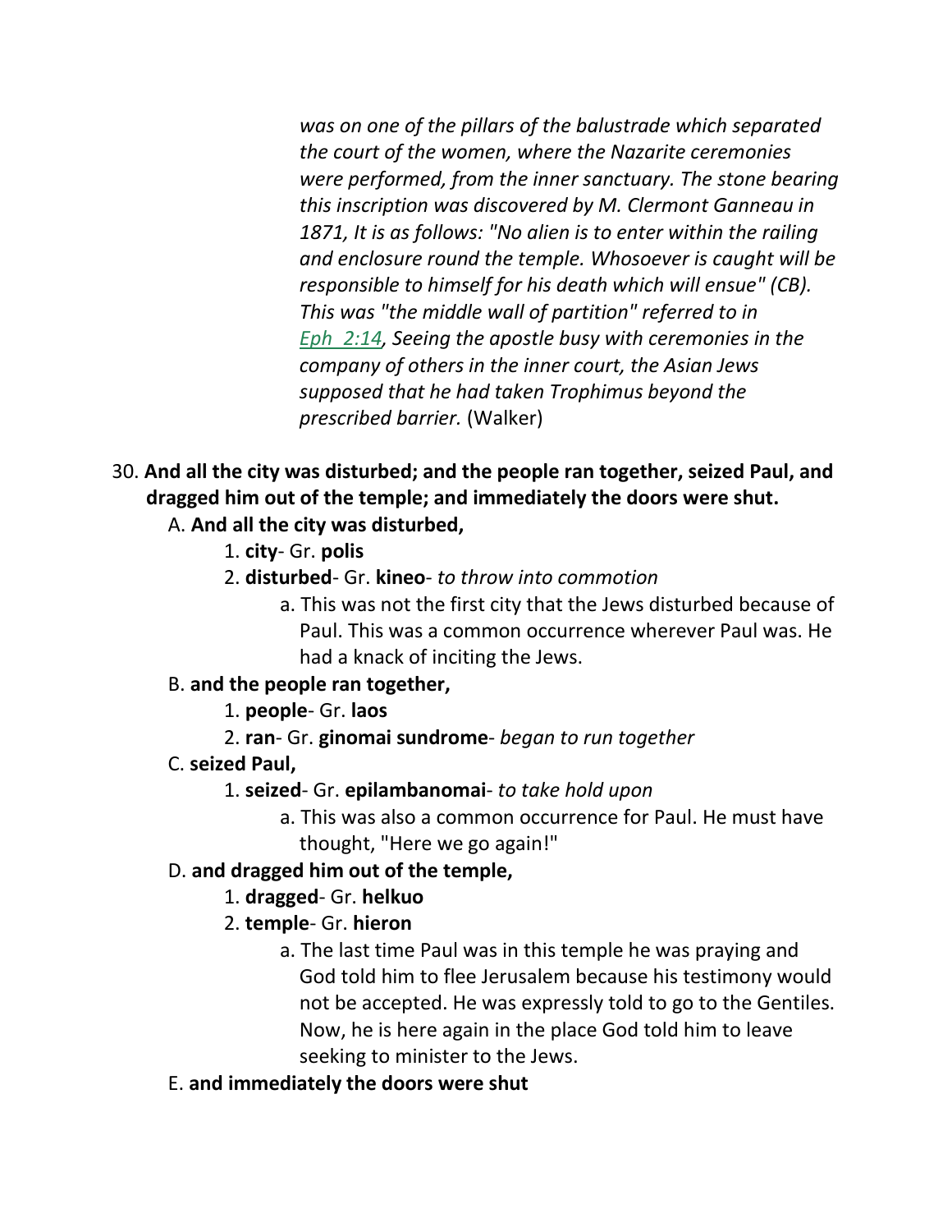*was on one of the pillars of the balustrade which separated the court of the women, where the Nazarite ceremonies were performed, from the inner sanctuary. The stone bearing this inscription was discovered by M. Clermont Ganneau in 1871, It is as follows: "No alien is to enter within the railing and enclosure round the temple. Whosoever is caught will be responsible to himself for his death which will ensue" (CB). This was "the middle wall of partition" referred to in Eph 2:14, Seeing the apostle busy with ceremonies in the company of others in the inner court, the Asian Jews supposed that he had taken Trophimus beyond the prescribed barrier.* (Walker)

30. **And all the city was disturbed; and the people ran together, seized Paul, and dragged him out of the temple; and immediately the doors were shut.**

   A. **And all the city was disturbed,**

      1. **city**- Gr. **polis**
      2. **disturbed**- Gr. **kineo**- *to throw into commotion*
         a. This was not the first city that the Jews disturbed because of Paul. This was a common occurrence wherever Paul was. He had a knack of inciting the Jews.

   B. **and the people ran together,**

      1. **people**- Gr. **laos**
      2. **ran**- Gr. **ginomai sundrome**- *began to run together*

   C. **seized Paul,**

      1. **seized**- Gr. **epilambanomai**- *to take hold upon*
         a. This was also a common occurrence for Paul. He must have thought, "Here we go again!"

   D. **and dragged him out of the temple,**

      1. **dragged**- Gr. **helkuo**
      2. **temple**- Gr. **hieron**
         a. The last time Paul was in this temple he was praying and God told him to flee Jerusalem because his testimony would not be accepted. He was expressly told to go to the Gentiles. Now, he is here again in the place God told him to leave seeking to minister to the Jews.

   E. **and immediately the doors were shut**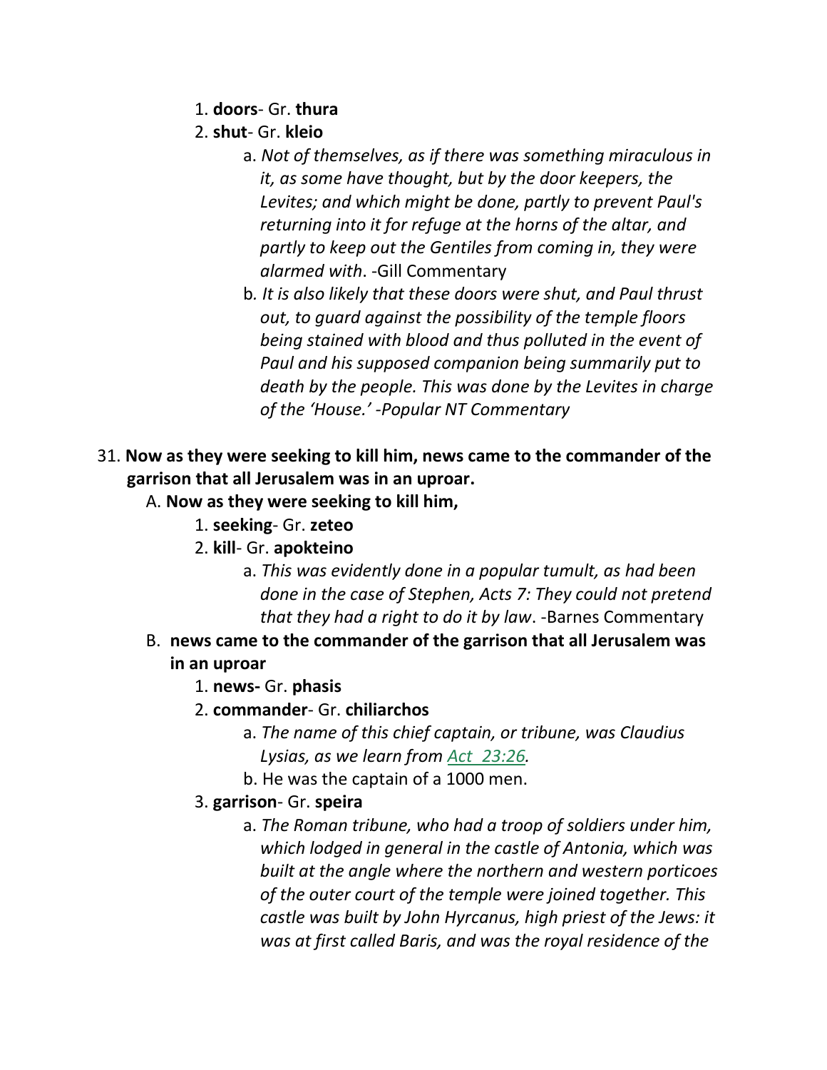1. **doors**- Gr. **thura**
2. **shut**- Gr. **kleio**
    a. *Not of themselves, as if there was something miraculous in it, as some have thought, but by the door keepers, the Levites; and which might be done, partly to prevent Paul's returning into it for refuge at the horns of the altar, and partly to keep out the Gentiles from coming in, they were alarmed with*. -Gill Commentary
    b*. It is also likely that these doors were shut, and Paul thrust out, to guard against the possibility of the temple floors being stained with blood and thus polluted in the event of Paul and his supposed companion being summarily put to death by the people. This was done by the Levites in charge of the 'House.' -Popular NT Commentary*

31. **Now as they were seeking to kill him, news came to the commander of the garrison that all Jerusalem was in an uproar.**
    A. **Now as they were seeking to kill him,**
        1. **seeking**- Gr. **zeteo**
        2. **kill**- Gr. **apokteino**
            a. *This was evidently done in a popular tumult, as had been done in the case of Stephen, Acts 7: They could not pretend that they had a right to do it by law*. -Barnes Commentary
    B. **news came to the commander of the garrison that all Jerusalem was in an uproar**
        1. **news-** Gr. **phasis**
        2. **commander**- Gr. **chiliarchos**
            a. *The name of this chief captain, or tribune, was Claudius Lysias, as we learn from Act 23:26.*
            b. He was the captain of a 1000 men.
        3. **garrison**- Gr. **speira**
            a. *The Roman tribune, who had a troop of soldiers under him, which lodged in general in the castle of Antonia, which was built at the angle where the northern and western porticoes of the outer court of the temple were joined together. This castle was built by John Hyrcanus, high priest of the Jews: it was at first called Baris, and was the royal residence of the*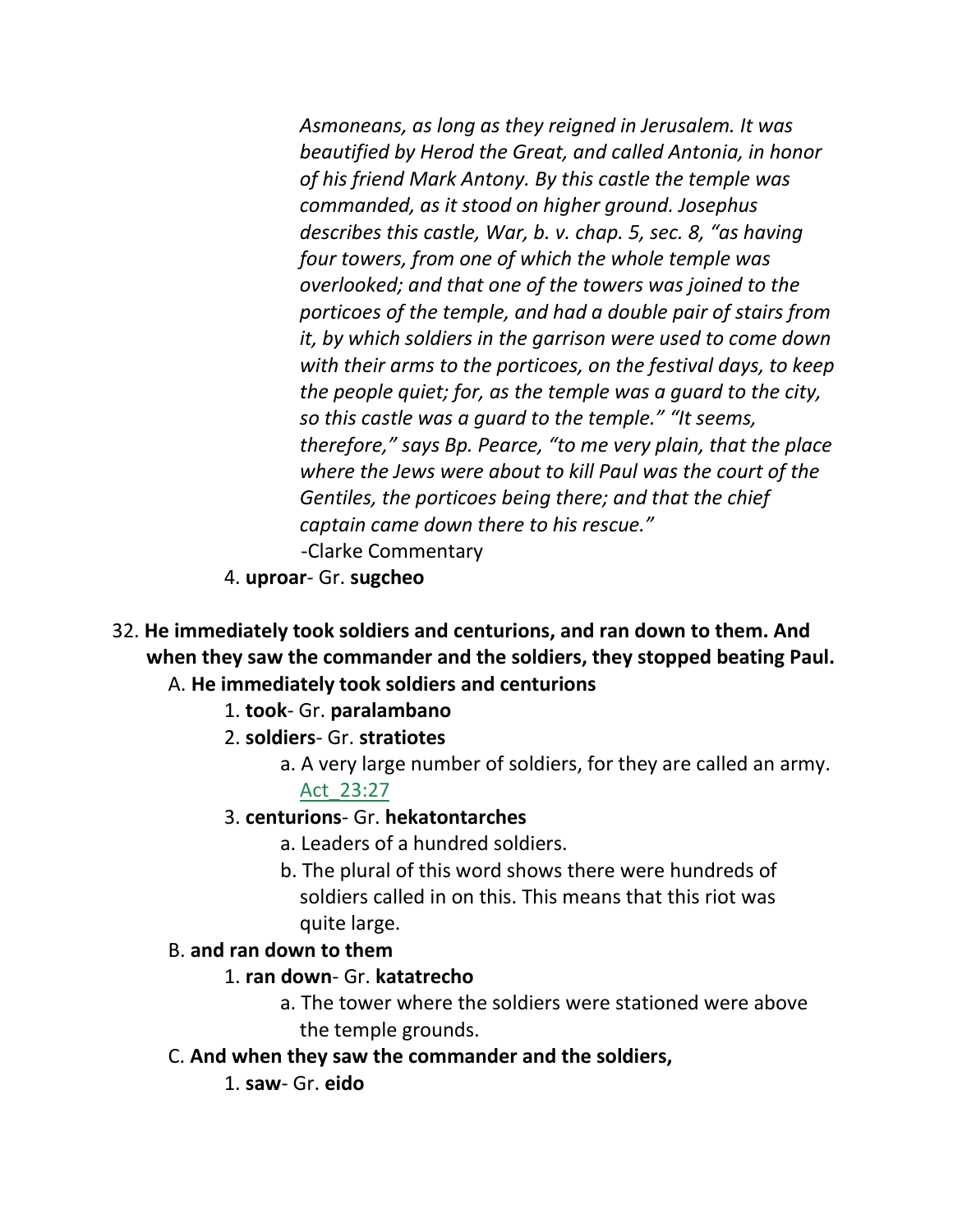*Asmoneans, as long as they reigned in Jerusalem. It was beautified by Herod the Great, and called Antonia, in honor of his friend Mark Antony. By this castle the temple was commanded, as it stood on higher ground. Josephus describes this castle, War, b. v. chap. 5, sec. 8, "as having four towers, from one of which the whole temple was overlooked; and that one of the towers was joined to the porticoes of the temple, and had a double pair of stairs from it, by which soldiers in the garrison were used to come down with their arms to the porticoes, on the festival days, to keep the people quiet; for, as the temple was a guard to the city, so this castle was a guard to the temple." "It seems, therefore," says Bp. Pearce, "to me very plain, that the place where the Jews were about to kill Paul was the court of the Gentiles, the porticoes being there; and that the chief captain came down there to his rescue."*
-Clarke Commentary

4. **uproar**- Gr. **sugcheo**

32. **He immediately took soldiers and centurions, and ran down to them. And when they saw the commander and the soldiers, they stopped beating Paul.**
   A. **He immediately took soldiers and centurions**
      1. **took**- Gr. **paralambano**
      2. **soldiers**- Gr. **stratiotes**
         a. A very large number of soldiers, for they are called an army. Act_23:27
      3. **centurions**- Gr. **hekatontarches**
         a. Leaders of a hundred soldiers.
         b. The plural of this word shows there were hundreds of soldiers called in on this. This means that this riot was quite large.
   B. **and ran down to them**
      1. **ran down**- Gr. **katatrecho**
         a. The tower where the soldiers were stationed were above the temple grounds.
   C. **And when they saw the commander and the soldiers,**
      1. **saw**- Gr. **eido**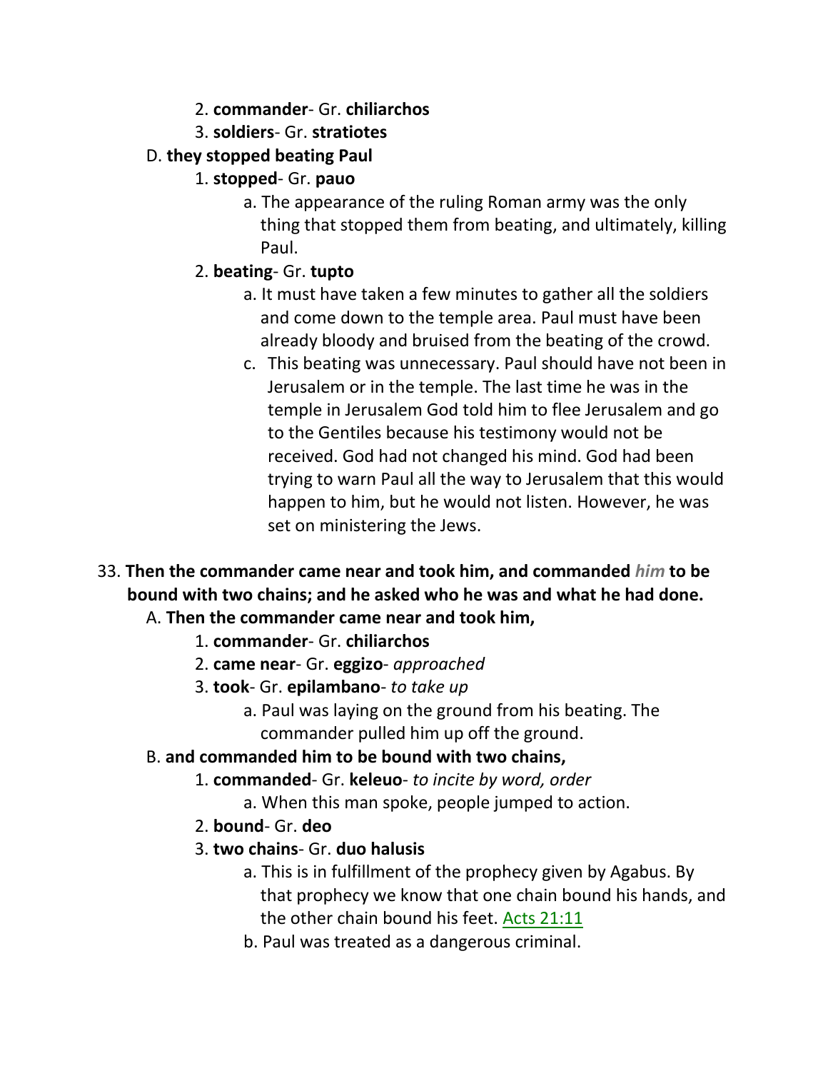2. **commander**- Gr. **chiliarchos**
3. **soldiers**- Gr. **stratiotes**

D. **they stopped beating Paul**

1. **stopped**- Gr. **pauo**
    a. The appearance of the ruling Roman army was the only thing that stopped them from beating, and ultimately, killing Paul.
2. **beating**- Gr. **tupto**
    a. It must have taken a few minutes to gather all the soldiers and come down to the temple area. Paul must have been already bloody and bruised from the beating of the crowd.
    c. This beating was unnecessary. Paul should have not been in Jerusalem or in the temple. The last time he was in the temple in Jerusalem God told him to flee Jerusalem and go to the Gentiles because his testimony would not be received. God had not changed his mind. God had been trying to warn Paul all the way to Jerusalem that this would happen to him, but he would not listen. However, he was set on ministering the Jews.

33. **Then the commander came near and took him, and commanded *him* to be bound with two chains; and he asked who he was and what he had done.**

A. **Then the commander came near and took him,**

1. **commander**- Gr. **chiliarchos**
2. **came near**- Gr. **eggizo**- *approached*
3. **took**- Gr. **epilambano**- *to take up*
    a. Paul was laying on the ground from his beating. The commander pulled him up off the ground.

B. **and commanded him to be bound with two chains,**

1. **commanded**- Gr. **keleuo**- *to incite by word, order*
    a. When this man spoke, people jumped to action.
2. **bound**- Gr. **deo**
3. **two chains**- Gr. **duo halusis**
    a. This is in fulfillment of the prophecy given by Agabus. By that prophecy we know that one chain bound his hands, and the other chain bound his feet. Acts 21:11
    b. Paul was treated as a dangerous criminal.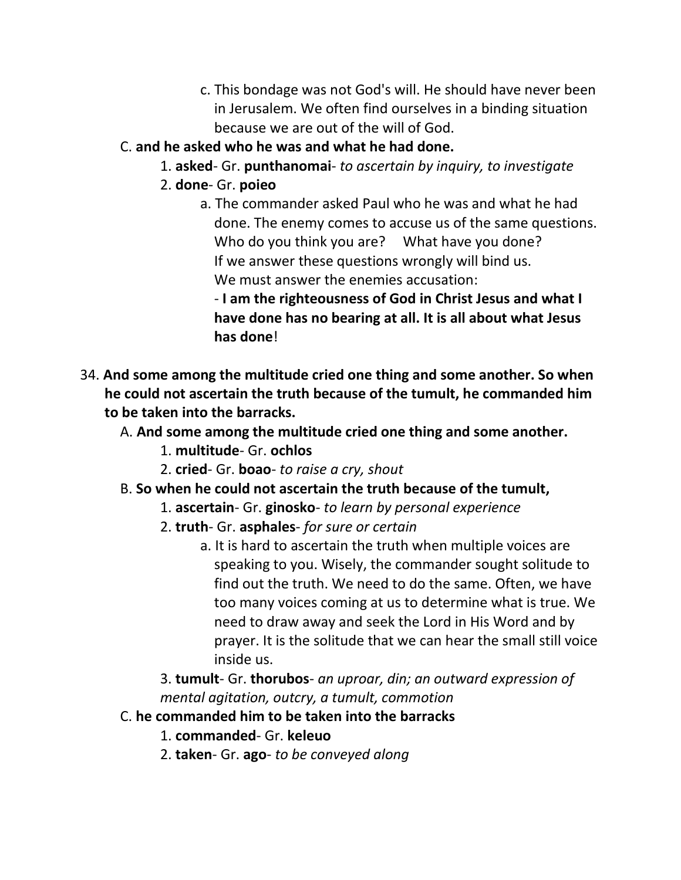c. This bondage was not God's will. He should have never been in Jerusalem. We often find ourselves in a binding situation because we are out of the will of God.

C. **and he asked who he was and what he had done.**

1. **asked**- Gr. **punthanomai**- *to ascertain by inquiry, to investigate*

2. **done**- Gr. **poieo**

a. The commander asked Paul who he was and what he had done. The enemy comes to accuse us of the same questions. Who do you think you are? What have you done? If we answer these questions wrongly will bind us. We must answer the enemies accusation:
- **I am the righteousness of God in Christ Jesus and what I have done has no bearing at all. It is all about what Jesus has done**!

34. **And some among the multitude cried one thing and some another. So when he could not ascertain the truth because of the tumult, he commanded him to be taken into the barracks.**

A. **And some among the multitude cried one thing and some another.**

1. **multitude**- Gr. **ochlos**

2. **cried**- Gr. **boao**- *to raise a cry, shout*

B. **So when he could not ascertain the truth because of the tumult,**

1. **ascertain**- Gr. **ginosko**- *to learn by personal experience*

2. **truth**- Gr. **asphales**- *for sure or certain*

a. It is hard to ascertain the truth when multiple voices are speaking to you. Wisely, the commander sought solitude to find out the truth. We need to do the same. Often, we have too many voices coming at us to determine what is true. We need to draw away and seek the Lord in His Word and by prayer. It is the solitude that we can hear the small still voice inside us.

3. **tumult**- Gr. **thorubos**- *an uproar, din; an outward expression of mental agitation, outcry, a tumult, commotion*

C. **he commanded him to be taken into the barracks**

1. **commanded**- Gr. **keleuo**

2. **taken**- Gr. **ago**- *to be conveyed along*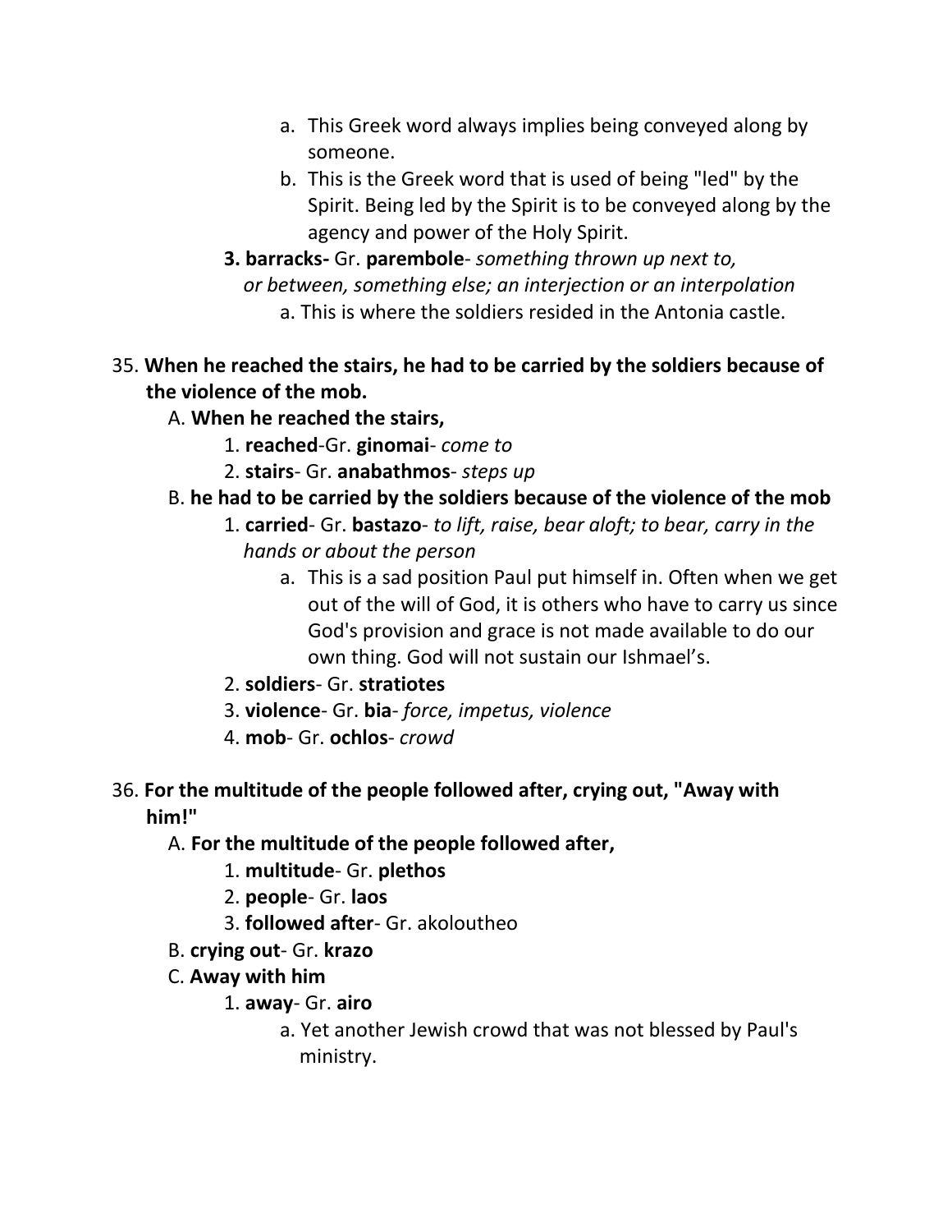a. This Greek word always implies being conveyed along by someone.
b. This is the Greek word that is used of being "led" by the Spirit. Being led by the Spirit is to be conveyed along by the agency and power of the Holy Spirit.

**3. barracks-** Gr. **parembole**- *something thrown up next to, or between, something else; an interjection or an interpolation*

a. This is where the soldiers resided in the Antonia castle.

35. **When he reached the stairs, he had to be carried by the soldiers because of the violence of the mob.**

A. **When he reached the stairs,**

1. **reached**-Gr. **ginomai**- *come to*
2. **stairs**- Gr. **anabathmos**- *steps up*

B. **he had to be carried by the soldiers because of the violence of the mob**

1. **carried**- Gr. **bastazo**- *to lift, raise, bear aloft; to bear, carry in the hands or about the person*
   a. This is a sad position Paul put himself in. Often when we get out of the will of God, it is others who have to carry us since God's provision and grace is not made available to do our own thing. God will not sustain our Ishmael's.
2. **soldiers**- Gr. **stratiotes**
3. **violence**- Gr. **bia**- *force, impetus, violence*
4. **mob**- Gr. **ochlos**- *crowd*

36. **For the multitude of the people followed after, crying out, "Away with him!"**

A. **For the multitude of the people followed after,**

1. **multitude**- Gr. **plethos**
2. **people**- Gr. **laos**
3. **followed after**- Gr. akoloutheo

B. **crying out**- Gr. **krazo**

C. **Away with him**

1. **away**- Gr. **airo**
   a. Yet another Jewish crowd that was not blessed by Paul's ministry.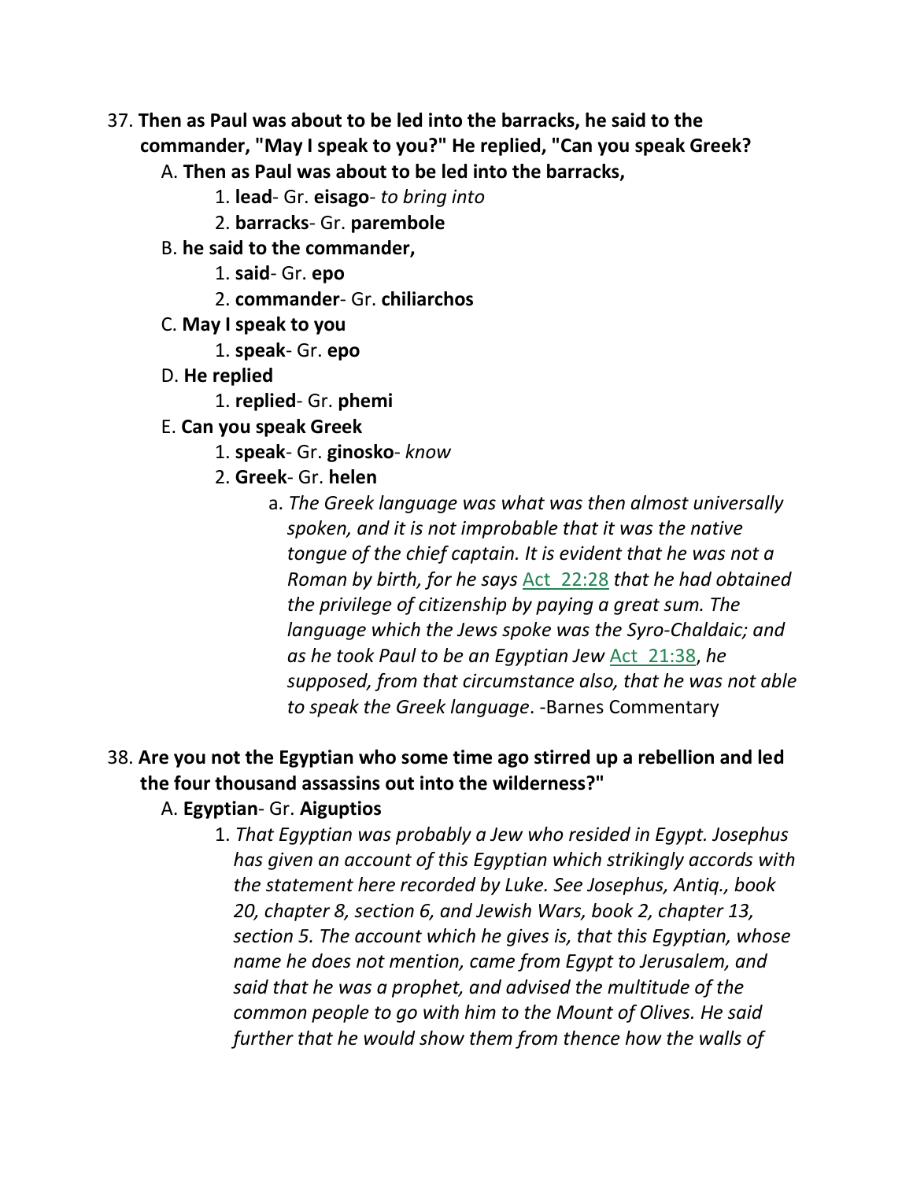37. **Then as Paul was about to be led into the barracks, he said to the commander, "May I speak to you?" He replied, "Can you speak Greek?**

   A. **Then as Paul was about to be led into the barracks,**

      1. **lead**- Gr. **eisago**- *to bring into*

      2. **barracks**- Gr. **parembole**

   B. **he said to the commander,**

      1. **said**- Gr. **epo**

      2. **commander**- Gr. **chiliarchos**

   C. **May I speak to you**

      1. **speak**- Gr. **epo**

   D. **He replied**

      1. **replied**- Gr. **phemi**

   E. **Can you speak Greek**

      1. **speak**- Gr. **ginosko**- *know*

      2. **Greek**- Gr. **helen**

         a. *The Greek language was what was then almost universally spoken, and it is not improbable that it was the native tongue of the chief captain. It is evident that he was not a Roman by birth, for he says* Act 22:28 *that he had obtained the privilege of citizenship by paying a great sum. The language which the Jews spoke was the Syro-Chaldaic; and as he took Paul to be an Egyptian Jew* Act 21:38, *he supposed, from that circumstance also, that he was not able to speak the Greek language*. -Barnes Commentary

38. **Are you not the Egyptian who some time ago stirred up a rebellion and led the four thousand assassins out into the wilderness?"**

   A. **Egyptian**- Gr. **Aiguptios**

      1. *That Egyptian was probably a Jew who resided in Egypt. Josephus has given an account of this Egyptian which strikingly accords with the statement here recorded by Luke. See Josephus, Antiq., book 20, chapter 8, section 6, and Jewish Wars, book 2, chapter 13, section 5. The account which he gives is, that this Egyptian, whose name he does not mention, came from Egypt to Jerusalem, and said that he was a prophet, and advised the multitude of the common people to go with him to the Mount of Olives. He said further that he would show them from thence how the walls of*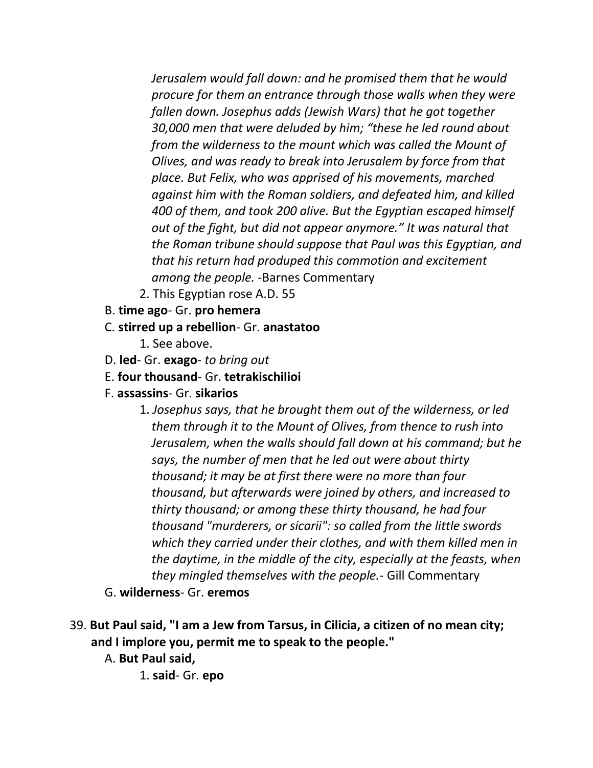*Jerusalem would fall down: and he promised them that he would procure for them an entrance through those walls when they were fallen down. Josephus adds (Jewish Wars) that he got together 30,000 men that were deluded by him; "these he led round about from the wilderness to the mount which was called the Mount of Olives, and was ready to break into Jerusalem by force from that place. But Felix, who was apprised of his movements, marched against him with the Roman soldiers, and defeated him, and killed 400 of them, and took 200 alive. But the Egyptian escaped himself out of the fight, but did not appear anymore." It was natural that the Roman tribune should suppose that Paul was this Egyptian, and that his return had produped this commotion and excitement among the people.* -Barnes Commentary

2. This Egyptian rose A.D. 55

B. **time ago**- Gr. **pro hemera**

C. **stirred up a rebellion**- Gr. **anastatoo**

1. See above.

D. **led**- Gr. **exago**- *to bring out*

E. **four thousand**- Gr. **tetrakischilioi**

F. **assassins**- Gr. **sikarios**

1. *Josephus says, that he brought them out of the wilderness, or led them through it to the Mount of Olives, from thence to rush into Jerusalem, when the walls should fall down at his command; but he says, the number of men that he led out were about thirty thousand; it may be at first there were no more than four thousand, but afterwards were joined by others, and increased to thirty thousand; or among these thirty thousand, he had four thousand "murderers, or sicarii": so called from the little swords which they carried under their clothes, and with them killed men in the daytime, in the middle of the city, especially at the feasts, when they mingled themselves with the people.*- Gill Commentary

G. **wilderness**- Gr. **eremos**

39. **But Paul said, "I am a Jew from Tarsus, in Cilicia, a citizen of no mean city; and I implore you, permit me to speak to the people."**

A. **But Paul said,**

1. **said**- Gr. **epo**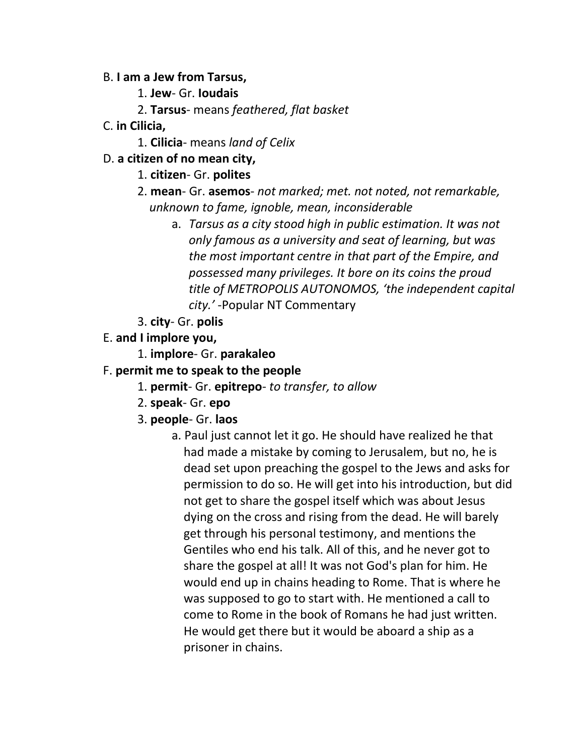B. **I am a Jew from Tarsus,**

   1. **Jew**- Gr. **Ioudais**
   2. **Tarsus**- means *feathered, flat basket*

C. **in Cilicia,**

   1. **Cilicia**- means *land of Celix*

D. **a citizen of no mean city,**

   1. **citizen**- Gr. **polites**
   2. **mean**- Gr. **asemos**- *not marked; met. not noted, not remarkable, unknown to fame, ignoble, mean, inconsiderable*
      a. *Tarsus as a city stood high in public estimation. It was not only famous as a university and seat of learning, but was the most important centre in that part of the Empire, and possessed many privileges. It bore on its coins the proud title of METROPOLIS AUTONOMOS, 'the independent capital city.'* -Popular NT Commentary
   3. **city**- Gr. **polis**

E. **and I implore you,**

   1. **implore**- Gr. **parakaleo**

F. **permit me to speak to the people**

   1. **permit**- Gr. **epitrepo**- *to transfer, to allow*
   2. **speak**- Gr. **epo**
   3. **people**- Gr. **laos**
      a. Paul just cannot let it go. He should have realized he that had made a mistake by coming to Jerusalem, but no, he is dead set upon preaching the gospel to the Jews and asks for permission to do so. He will get into his introduction, but did not get to share the gospel itself which was about Jesus dying on the cross and rising from the dead. He will barely get through his personal testimony, and mentions the Gentiles who end his talk. All of this, and he never got to share the gospel at all! It was not God's plan for him. He would end up in chains heading to Rome. That is where he was supposed to go to start with. He mentioned a call to come to Rome in the book of Romans he had just written. He would get there but it would be aboard a ship as a prisoner in chains.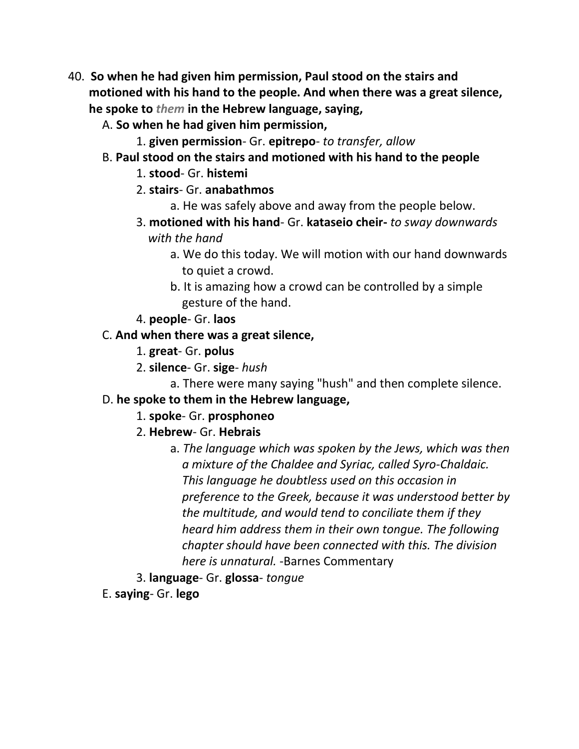40. **So when he had given him permission, Paul stood on the stairs and motioned with his hand to the people. And when there was a great silence, he spoke to *them* in the Hebrew language, saying,**

   A. **So when he had given him permission,**

      1. **given permission**- Gr. **epitrepo**- *to transfer, allow*

   B. **Paul stood on the stairs and motioned with his hand to the people**

      1. **stood**- Gr. **histemi**
      2. **stairs**- Gr. **anabathmos**
         a. He was safely above and away from the people below.
      3. **motioned with his hand**- Gr. **kataseio cheir-** *to sway downwards with the hand*
         a. We do this today. We will motion with our hand downwards to quiet a crowd.
         b. It is amazing how a crowd can be controlled by a simple gesture of the hand.
      4. **people**- Gr. **laos**

   C. **And when there was a great silence,**

      1. **great**- Gr. **polus**
      2. **silence**- Gr. **sige**- *hush*
         a. There were many saying "hush" and then complete silence.

   D. **he spoke to them in the Hebrew language,**

      1. **spoke**- Gr. **prosphoneo**
      2. **Hebrew**- Gr. **Hebrais**
         a. *The language which was spoken by the Jews, which was then a mixture of the Chaldee and Syriac, called Syro-Chaldaic. This language he doubtless used on this occasion in preference to the Greek, because it was understood better by the multitude, and would tend to conciliate them if they heard him address them in their own tongue. The following chapter should have been connected with this. The division here is unnatural.* -Barnes Commentary
      3. **language**- Gr. **glossa**- *tongue*

   E. **saying**- Gr. **lego**